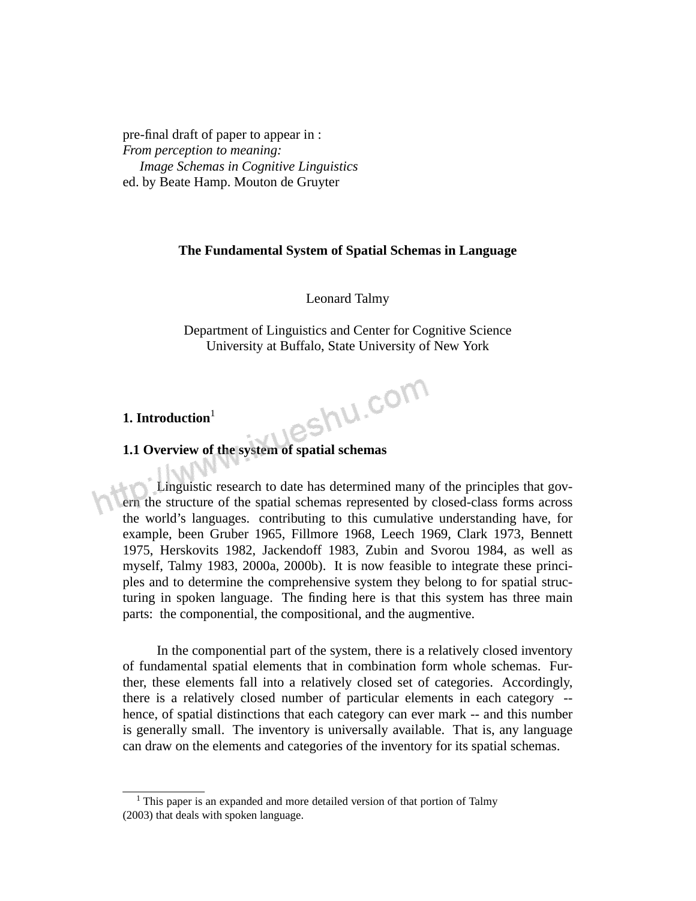pre-final draft of paper to appear in :
*From perception to meaning:*
*Image Schemas in Cognitive Linguistics*
ed. by Beate Hamp. Mouton de Gruyter

# The Fundamental System of Spatial Schemas in Language

Leonard Talmy

Department of Linguistics and Center for Cognitive Science
University at Buffalo, State University of New York

## 1. Introduction[1]

### 1.1 Overview of the system of spatial schemas

Linguistic research to date has determined many of the principles that govern the structure of the spatial schemas represented by closed-class forms across the world's languages. contributing to this cumulative understanding have, for example, been Gruber 1965, Fillmore 1968, Leech 1969, Clark 1973, Bennett 1975, Herskovits 1982, Jackendoff 1983, Zubin and Svorou 1984, as well as myself, Talmy 1983, 2000a, 2000b). It is now feasible to integrate these principles and to determine the comprehensive system they belong to for spatial structuring in spoken language. The finding here is that this system has three main parts: the componential, the compositional, and the augmentive.

In the componential part of the system, there is a relatively closed inventory of fundamental spatial elements that in combination form whole schemas. Further, these elements fall into a relatively closed set of categories. Accordingly, there is a relatively closed number of particular elements in each category -- hence, of spatial distinctions that each category can ever mark -- and this number is generally small. The inventory is universally available. That is, any language can draw on the elements and categories of the inventory for its spatial schemas.

[1] This paper is an expanded and more detailed version of that portion of Talmy (2003) that deals with spoken language.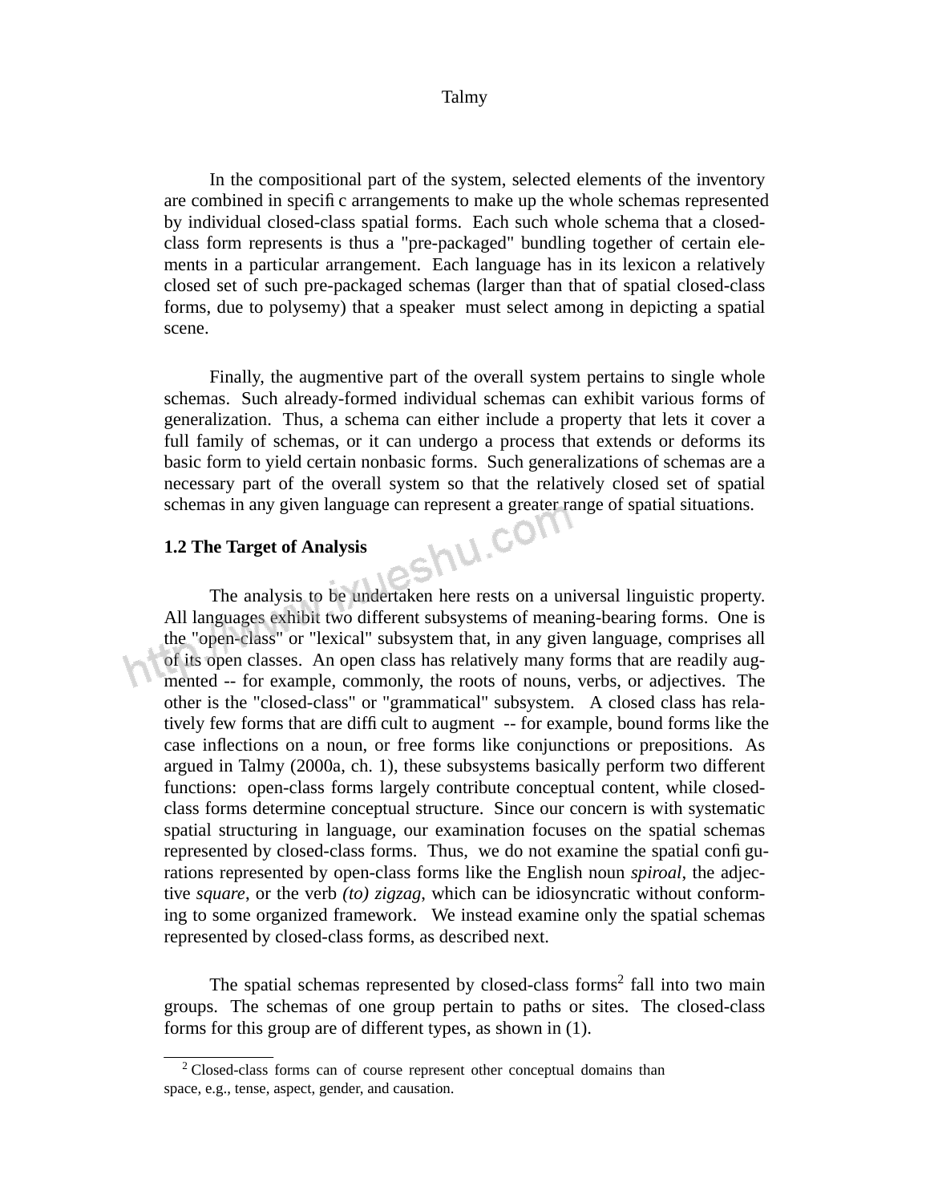In the compositional part of the system, selected elements of the inventory are combined in specific arrangements to make up the whole schemas represented by individual closed-class spatial forms. Each such whole schema that a closed-class form represents is thus a "pre-packaged" bundling together of certain elements in a particular arrangement. Each language has in its lexicon a relatively closed set of such pre-packaged schemas (larger than that of spatial closed-class forms, due to polysemy) that a speaker must select among in depicting a spatial scene.

Finally, the augmentive part of the overall system pertains to single whole schemas. Such already-formed individual schemas can exhibit various forms of generalization. Thus, a schema can either include a property that lets it cover a full family of schemas, or it can undergo a process that extends or deforms its basic form to yield certain nonbasic forms. Such generalizations of schemas are a necessary part of the overall system so that the relatively closed set of spatial schemas in any given language can represent a greater range of spatial situations.

### 1.2 The Target of Analysis

The analysis to be undertaken here rests on a universal linguistic property. All languages exhibit two different subsystems of meaning-bearing forms. One is the "open-class" or "lexical" subsystem that, in any given language, comprises all of its open classes. An open class has relatively many forms that are readily augmented -- for example, commonly, the roots of nouns, verbs, or adjectives. The other is the "closed-class" or "grammatical" subsystem. A closed class has relatively few forms that are difficult to augment -- for example, bound forms like the case inflections on a noun, or free forms like conjunctions or prepositions. As argued in Talmy (2000a, ch. 1), these subsystems basically perform two different functions: open-class forms largely contribute conceptual content, while closed-class forms determine conceptual structure. Since our concern is with systematic spatial structuring in language, our examination focuses on the spatial schemas represented by closed-class forms. Thus, we do not examine the spatial configurations represented by open-class forms like the English noun *spiroal*, the adjective *square*, or the verb *(to) zigzag*, which can be idiosyncratic without conforming to some organized framework. We instead examine only the spatial schemas represented by closed-class forms, as described next.

The spatial schemas represented by closed-class forms[2] fall into two main groups. The schemas of one group pertain to paths or sites. The closed-class forms for this group are of different types, as shown in (1).

---

[2] Closed-class forms can of course represent other conceptual domains than space, e.g., tense, aspect, gender, and causation.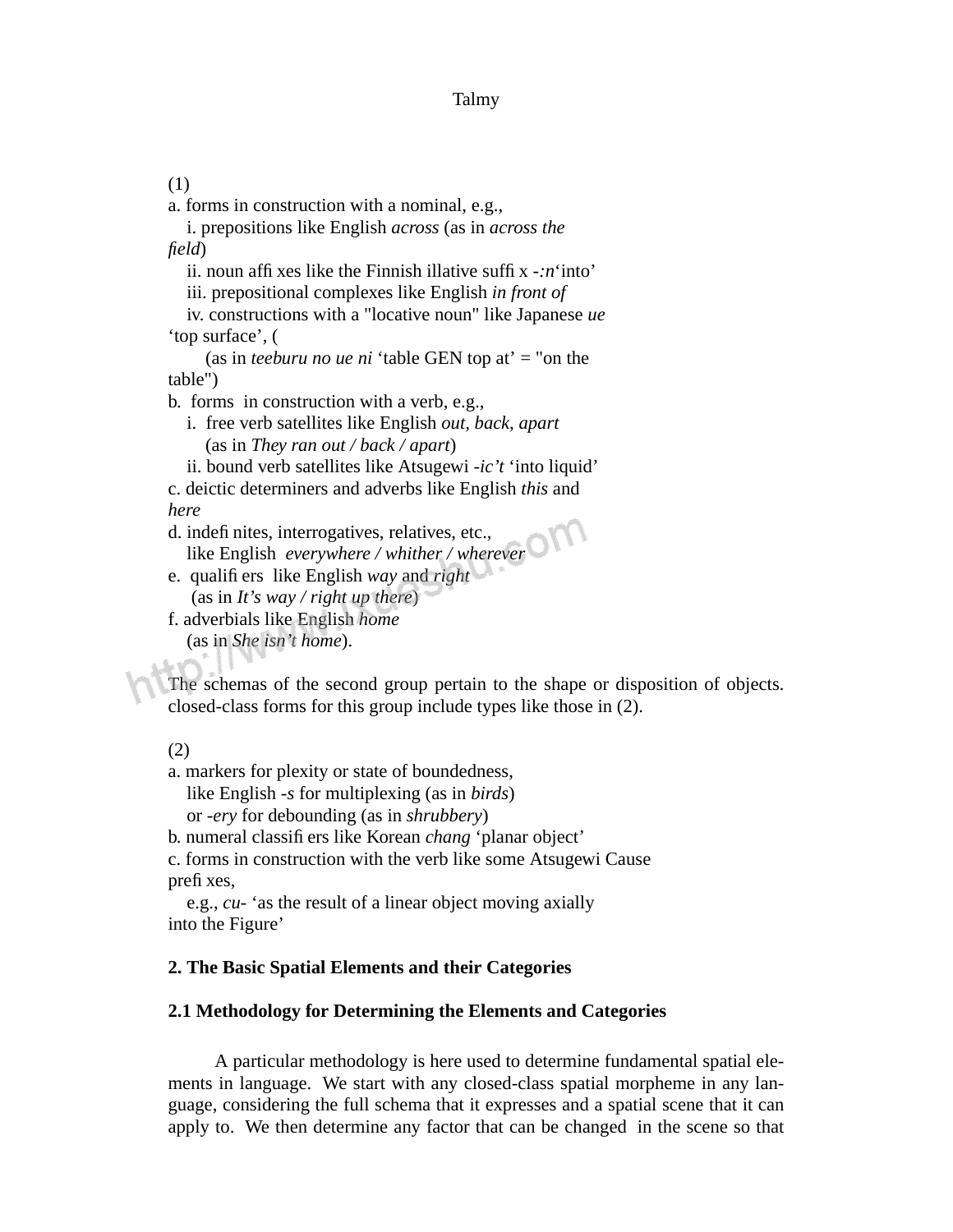(1)
a. forms in construction with a nominal, e.g.,
   i. prepositions like English *across* (as in *across the field*)
   ii. noun affixes like the Finnish illative suffix *-:n*'into'
   iii. prepositional complexes like English *in front of*
   iv. constructions with a "locative noun" like Japanese *ue* 'top surface', (
      (as in *teeburu no ue ni* 'table GEN top at' = "on the table")
b. forms in construction with a verb, e.g.,
   i. free verb satellites like English *out, back, apart*
      (as in *They ran out / back / apart*)
   ii. bound verb satellites like Atsugewi *-ic't* 'into liquid'
c. deictic determiners and adverbs like English *this* and *here*
d. indefinites, interrogatives, relatives, etc.,
   like English *everywhere / whither / wherever*
e. qualifiers like English *way* and *right*
   (as in *It's way / right up there*)
f. adverbials like English *home*
   (as in *She isn't home*).

The schemas of the second group pertain to the shape or disposition of objects. closed-class forms for this group include types like those in (2).

(2)
a. markers for plexity or state of boundedness,
   like English *-s* for multiplexing (as in *birds*)
   or *-ery* for debounding (as in *shrubbery*)
b. numeral classifiers like Korean *chang* 'planar object'
c. forms in construction with the verb like some Atsugewi Cause prefixes,
   e.g., *cu-* 'as the result of a linear object moving axially into the Figure'

## 2. The Basic Spatial Elements and their Categories

### 2.1 Methodology for Determining the Elements and Categories

A particular methodology is here used to determine fundamental spatial elements in language. We start with any closed-class spatial morpheme in any language, considering the full schema that it expresses and a spatial scene that it can apply to. We then determine any factor that can be changed in the scene so that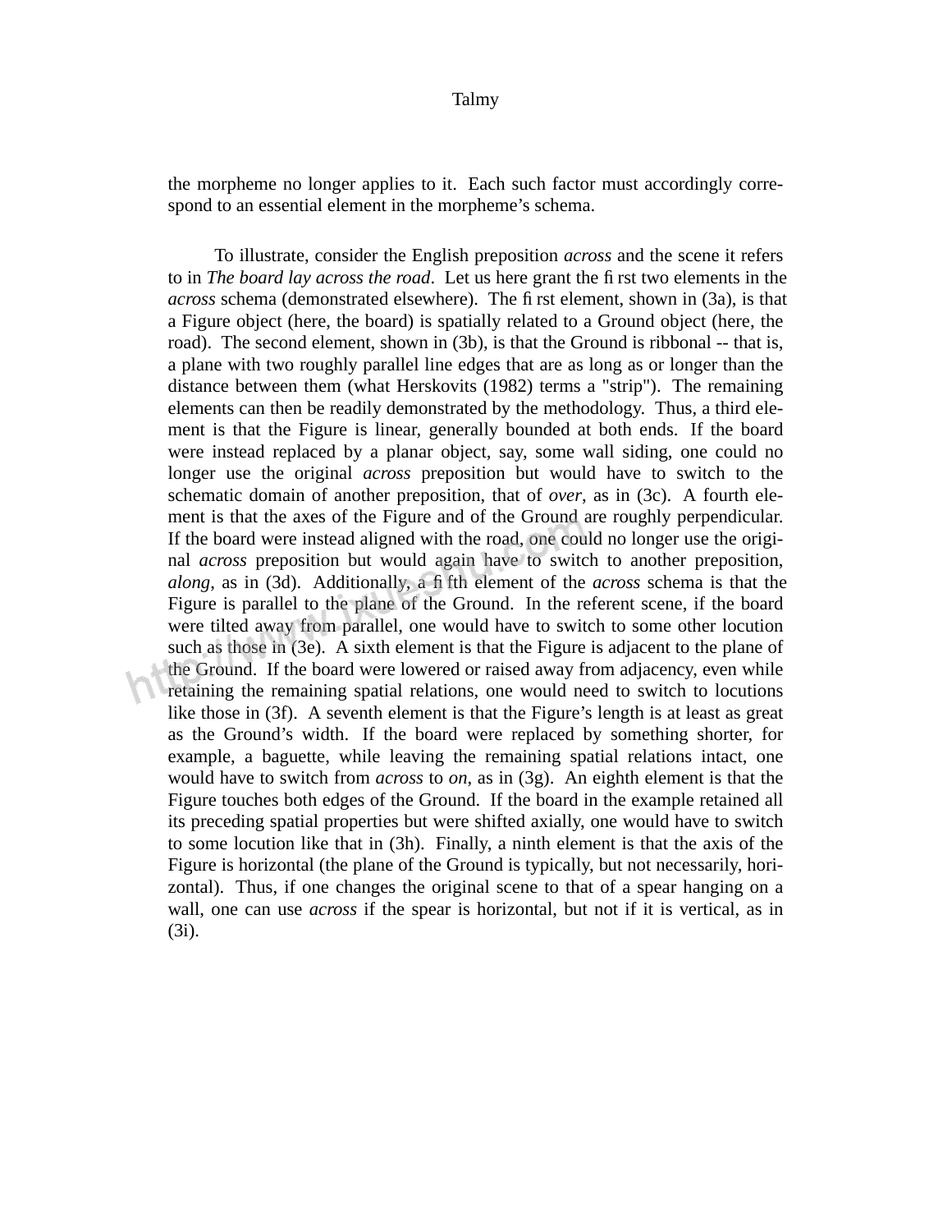the morpheme no longer applies to it. Each such factor must accordingly correspond to an essential element in the morpheme's schema.

To illustrate, consider the English preposition *across* and the scene it refers to in *The board lay across the road*. Let us here grant the first two elements in the *across* schema (demonstrated elsewhere). The first element, shown in (3a), is that a Figure object (here, the board) is spatially related to a Ground object (here, the road). The second element, shown in (3b), is that the Ground is ribbonal -- that is, a plane with two roughly parallel line edges that are as long as or longer than the distance between them (what Herskovits (1982) terms a "strip"). The remaining elements can then be readily demonstrated by the methodology. Thus, a third element is that the Figure is linear, generally bounded at both ends. If the board were instead replaced by a planar object, say, some wall siding, one could no longer use the original *across* preposition but would have to switch to the schematic domain of another preposition, that of *over*, as in (3c). A fourth element is that the axes of the Figure and of the Ground are roughly perpendicular. If the board were instead aligned with the road, one could no longer use the original *across* preposition but would again have to switch to another preposition, *along*, as in (3d). Additionally, a fifth element of the *across* schema is that the Figure is parallel to the plane of the Ground. In the referent scene, if the board were tilted away from parallel, one would have to switch to some other locution such as those in (3e). A sixth element is that the Figure is adjacent to the plane of the Ground. If the board were lowered or raised away from adjacency, even while retaining the remaining spatial relations, one would need to switch to locutions like those in (3f). A seventh element is that the Figure's length is at least as great as the Ground's width. If the board were replaced by something shorter, for example, a baguette, while leaving the remaining spatial relations intact, one would have to switch from *across* to *on*, as in (3g). An eighth element is that the Figure touches both edges of the Ground. If the board in the example retained all its preceding spatial properties but were shifted axially, one would have to switch to some locution like that in (3h). Finally, a ninth element is that the axis of the Figure is horizontal (the plane of the Ground is typically, but not necessarily, horizontal). Thus, if one changes the original scene to that of a spear hanging on a wall, one can use *across* if the spear is horizontal, but not if it is vertical, as in (3i).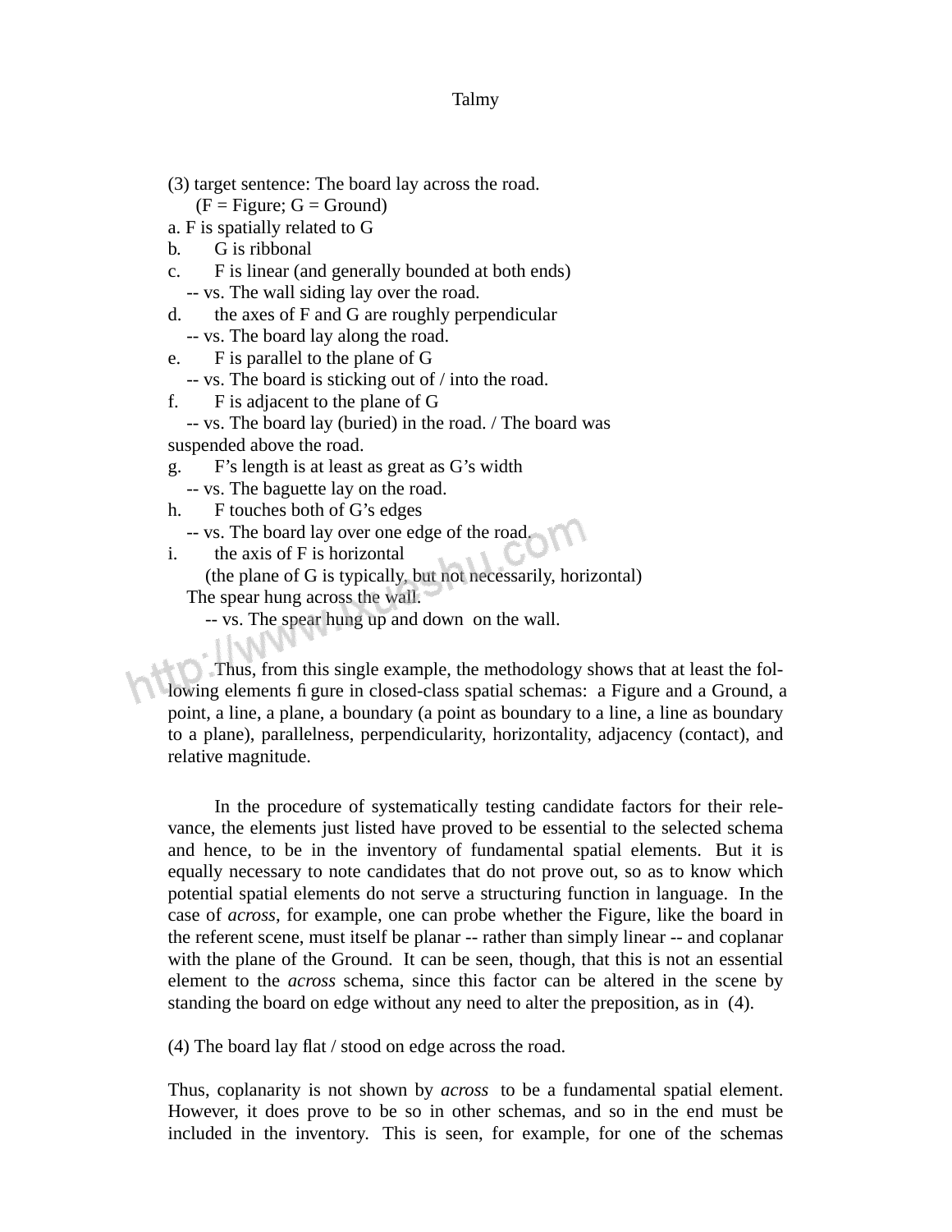(3) target sentence: The board lay across the road.
(F = Figure; G = Ground)

a. F is spatially related to G

b. G is ribbonal

c. F is linear (and generally bounded at both ends)
-- vs. The wall siding lay over the road.

d. the axes of F and G are roughly perpendicular
-- vs. The board lay along the road.

e. F is parallel to the plane of G
-- vs. The board is sticking out of / into the road.

f. F is adjacent to the plane of G
-- vs. The board lay (buried) in the road. / The board was suspended above the road.

g. F's length is at least as great as G's width
-- vs. The baguette lay on the road.

h. F touches both of G's edges
-- vs. The board lay over one edge of the road.

i. the axis of F is horizontal
(the plane of G is typically, but not necessarily, horizontal)
The spear hung across the wall.
-- vs. The spear hung up and down on the wall.

Thus, from this single example, the methodology shows that at least the following elements figure in closed-class spatial schemas: a Figure and a Ground, a point, a line, a plane, a boundary (a point as boundary to a line, a line as boundary to a plane), parallelness, perpendicularity, horizontality, adjacency (contact), and relative magnitude.

In the procedure of systematically testing candidate factors for their relevance, the elements just listed have proved to be essential to the selected schema and hence, to be in the inventory of fundamental spatial elements. But it is equally necessary to note candidates that do not prove out, so as to know which potential spatial elements do not serve a structuring function in language. In the case of *across*, for example, one can probe whether the Figure, like the board in the referent scene, must itself be planar -- rather than simply linear -- and coplanar with the plane of the Ground. It can be seen, though, that this is not an essential element to the *across* schema, since this factor can be altered in the scene by standing the board on edge without any need to alter the preposition, as in (4).

(4) The board lay flat / stood on edge across the road.

Thus, coplanarity is not shown by *across* to be a fundamental spatial element. However, it does prove to be so in other schemas, and so in the end must be included in the inventory. This is seen, for example, for one of the schemas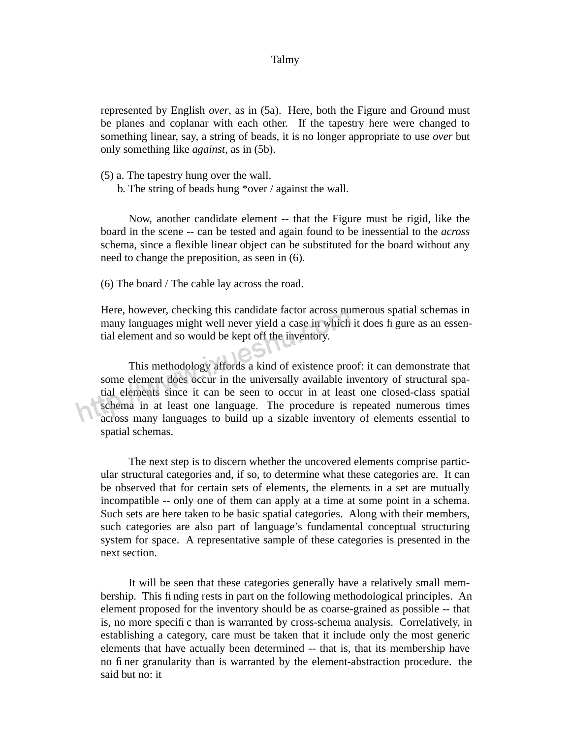represented by English *over*, as in (5a). Here, both the Figure and Ground must be planes and coplanar with each other. If the tapestry here were changed to something linear, say, a string of beads, it is no longer appropriate to use *over* but only something like *against*, as in (5b).

(5) a. The tapestry hung over the wall.
  b. The string of beads hung *over / against the wall.

Now, another candidate element -- that the Figure must be rigid, like the board in the scene -- can be tested and again found to be inessential to the *across* schema, since a flexible linear object can be substituted for the board without any need to change the preposition, as seen in (6).

(6) The board / The cable lay across the road.

Here, however, checking this candidate factor across numerous spatial schemas in many languages might well never yield a case in which it does figure as an essential element and so would be kept off the inventory.

This methodology affords a kind of existence proof: it can demonstrate that some element does occur in the universally available inventory of structural spatial elements since it can be seen to occur in at least one closed-class spatial schema in at least one language. The procedure is repeated numerous times across many languages to build up a sizable inventory of elements essential to spatial schemas.

The next step is to discern whether the uncovered elements comprise particular structural categories and, if so, to determine what these categories are. It can be observed that for certain sets of elements, the elements in a set are mutually incompatible -- only one of them can apply at a time at some point in a schema. Such sets are here taken to be basic spatial categories. Along with their members, such categories are also part of language's fundamental conceptual structuring system for space. A representative sample of these categories is presented in the next section.

It will be seen that these categories generally have a relatively small membership. This finding rests in part on the following methodological principles. An element proposed for the inventory should be as coarse-grained as possible -- that is, no more specific than is warranted by cross-schema analysis. Correlatively, in establishing a category, care must be taken that it include only the most generic elements that have actually been determined -- that is, that its membership have no finer granularity than is warranted by the element-abstraction procedure. the said but no: it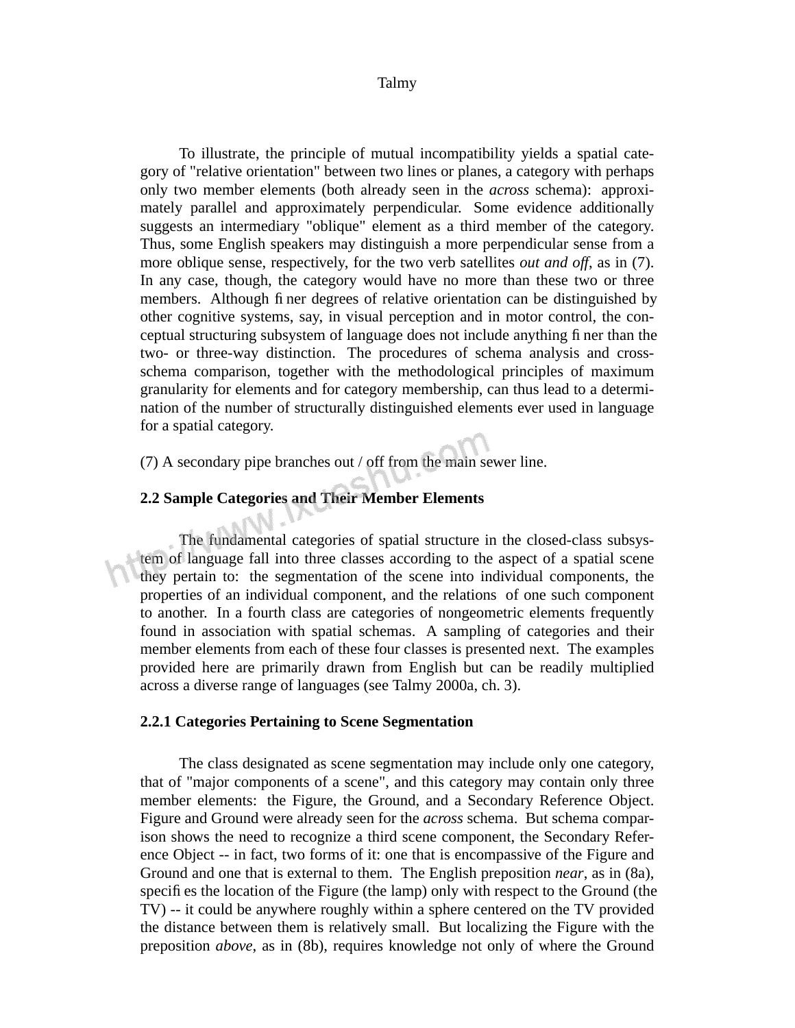To illustrate, the principle of mutual incompatibility yields a spatial category of "relative orientation" between two lines or planes, a category with perhaps only two member elements (both already seen in the *across* schema): approximately parallel and approximately perpendicular. Some evidence additionally suggests an intermediary "oblique" element as a third member of the category. Thus, some English speakers may distinguish a more perpendicular sense from a more oblique sense, respectively, for the two verb satellites *out and off*, as in (7). In any case, though, the category would have no more than these two or three members. Although finer degrees of relative orientation can be distinguished by other cognitive systems, say, in visual perception and in motor control, the conceptual structuring subsystem of language does not include anything finer than the two- or three-way distinction. The procedures of schema analysis and cross-schema comparison, together with the methodological principles of maximum granularity for elements and for category membership, can thus lead to a determination of the number of structurally distinguished elements ever used in language for a spatial category.

(7) A secondary pipe branches out / off from the main sewer line.

### 2.2 Sample Categories and Their Member Elements

The fundamental categories of spatial structure in the closed-class subsystem of language fall into three classes according to the aspect of a spatial scene they pertain to: the segmentation of the scene into individual components, the properties of an individual component, and the relations of one such component to another. In a fourth class are categories of nongeometric elements frequently found in association with spatial schemas. A sampling of categories and their member elements from each of these four classes is presented next. The examples provided here are primarily drawn from English but can be readily multiplied across a diverse range of languages (see Talmy 2000a, ch. 3).

#### 2.2.1 Categories Pertaining to Scene Segmentation

The class designated as scene segmentation may include only one category, that of "major components of a scene", and this category may contain only three member elements: the Figure, the Ground, and a Secondary Reference Object. Figure and Ground were already seen for the *across* schema. But schema comparison shows the need to recognize a third scene component, the Secondary Reference Object -- in fact, two forms of it: one that is encompassive of the Figure and Ground and one that is external to them. The English preposition *near*, as in (8a), specifies the location of the Figure (the lamp) only with respect to the Ground (the TV) -- it could be anywhere roughly within a sphere centered on the TV provided the distance between them is relatively small. But localizing the Figure with the preposition *above*, as in (8b), requires knowledge not only of where the Ground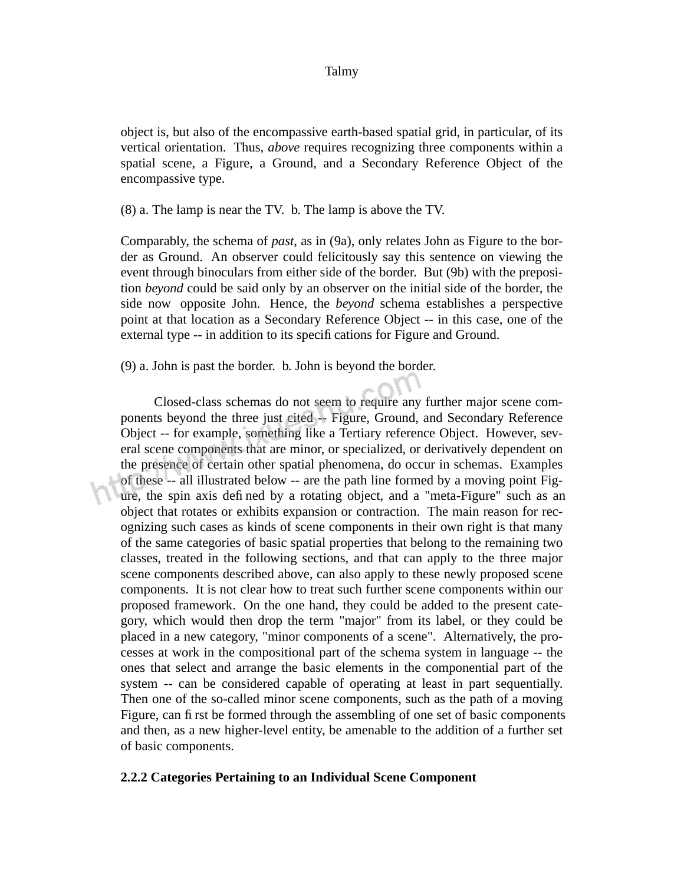object is, but also of the encompassive earth-based spatial grid, in particular, of its vertical orientation. Thus, *above* requires recognizing three components within a spatial scene, a Figure, a Ground, and a Secondary Reference Object of the encompassive type.

(8) a. The lamp is near the TV. b. The lamp is above the TV.

Comparably, the schema of *past*, as in (9a), only relates John as Figure to the border as Ground. An observer could felicitously say this sentence on viewing the event through binoculars from either side of the border. But (9b) with the preposition *beyond* could be said only by an observer on the initial side of the border, the side now opposite John. Hence, the *beyond* schema establishes a perspective point at that location as a Secondary Reference Object -- in this case, one of the external type -- in addition to its specifications for Figure and Ground.

(9) a. John is past the border. b. John is beyond the border.

Closed-class schemas do not seem to require any further major scene components beyond the three just cited -- Figure, Ground, and Secondary Reference Object -- for example, something like a Tertiary reference Object. However, several scene components that are minor, or specialized, or derivatively dependent on the presence of certain other spatial phenomena, do occur in schemas. Examples of these -- all illustrated below -- are the path line formed by a moving point Figure, the spin axis defined by a rotating object, and a "meta-Figure" such as an object that rotates or exhibits expansion or contraction. The main reason for recognizing such cases as kinds of scene components in their own right is that many of the same categories of basic spatial properties that belong to the remaining two classes, treated in the following sections, and that can apply to the three major scene components described above, can also apply to these newly proposed scene components. It is not clear how to treat such further scene components within our proposed framework. On the one hand, they could be added to the present category, which would then drop the term "major" from its label, or they could be placed in a new category, "minor components of a scene". Alternatively, the processes at work in the compositional part of the schema system in language -- the ones that select and arrange the basic elements in the componential part of the system -- can be considered capable of operating at least in part sequentially. Then one of the so-called minor scene components, such as the path of a moving Figure, can first be formed through the assembling of one set of basic components and then, as a new higher-level entity, be amenable to the addition of a further set of basic components.

### 2.2.2 Categories Pertaining to an Individual Scene Component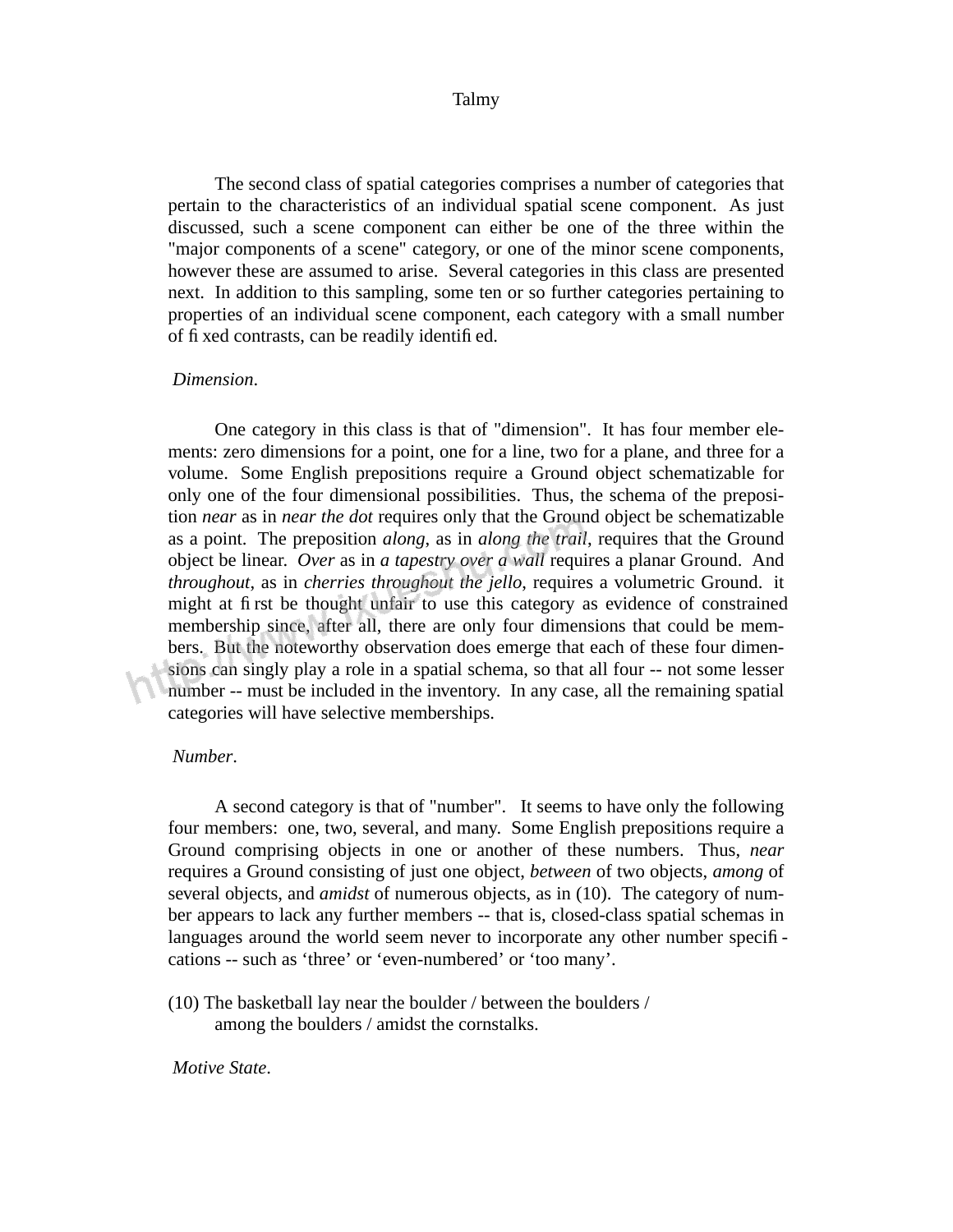The second class of spatial categories comprises a number of categories that pertain to the characteristics of an individual spatial scene component. As just discussed, such a scene component can either be one of the three within the "major components of a scene" category, or one of the minor scene components, however these are assumed to arise. Several categories in this class are presented next. In addition to this sampling, some ten or so further categories pertaining to properties of an individual scene component, each category with a small number of fixed contrasts, can be readily identified.

*Dimension*.

One category in this class is that of "dimension". It has four member elements: zero dimensions for a point, one for a line, two for a plane, and three for a volume. Some English prepositions require a Ground object schematizable for only one of the four dimensional possibilities. Thus, the schema of the preposition *near* as in *near the dot* requires only that the Ground object be schematizable as a point. The preposition *along*, as in *along the trail*, requires that the Ground object be linear. *Over* as in *a tapestry over a wall* requires a planar Ground. And *throughout*, as in *cherries throughout the jello*, requires a volumetric Ground. it might at first be thought unfair to use this category as evidence of constrained membership since, after all, there are only four dimensions that could be members. But the noteworthy observation does emerge that each of these four dimensions can singly play a role in a spatial schema, so that all four -- not some lesser number -- must be included in the inventory. In any case, all the remaining spatial categories will have selective memberships.

*Number*.

A second category is that of "number". It seems to have only the following four members: one, two, several, and many. Some English prepositions require a Ground comprising objects in one or another of these numbers. Thus, *near* requires a Ground consisting of just one object, *between* of two objects, *among* of several objects, and *amidst* of numerous objects, as in (10). The category of number appears to lack any further members -- that is, closed-class spatial schemas in languages around the world seem never to incorporate any other number specifications -- such as ‘three’ or ‘even-numbered’ or ‘too many’.

(10) The basketball lay near the boulder / between the boulders / among the boulders / amidst the cornstalks.

*Motive State*.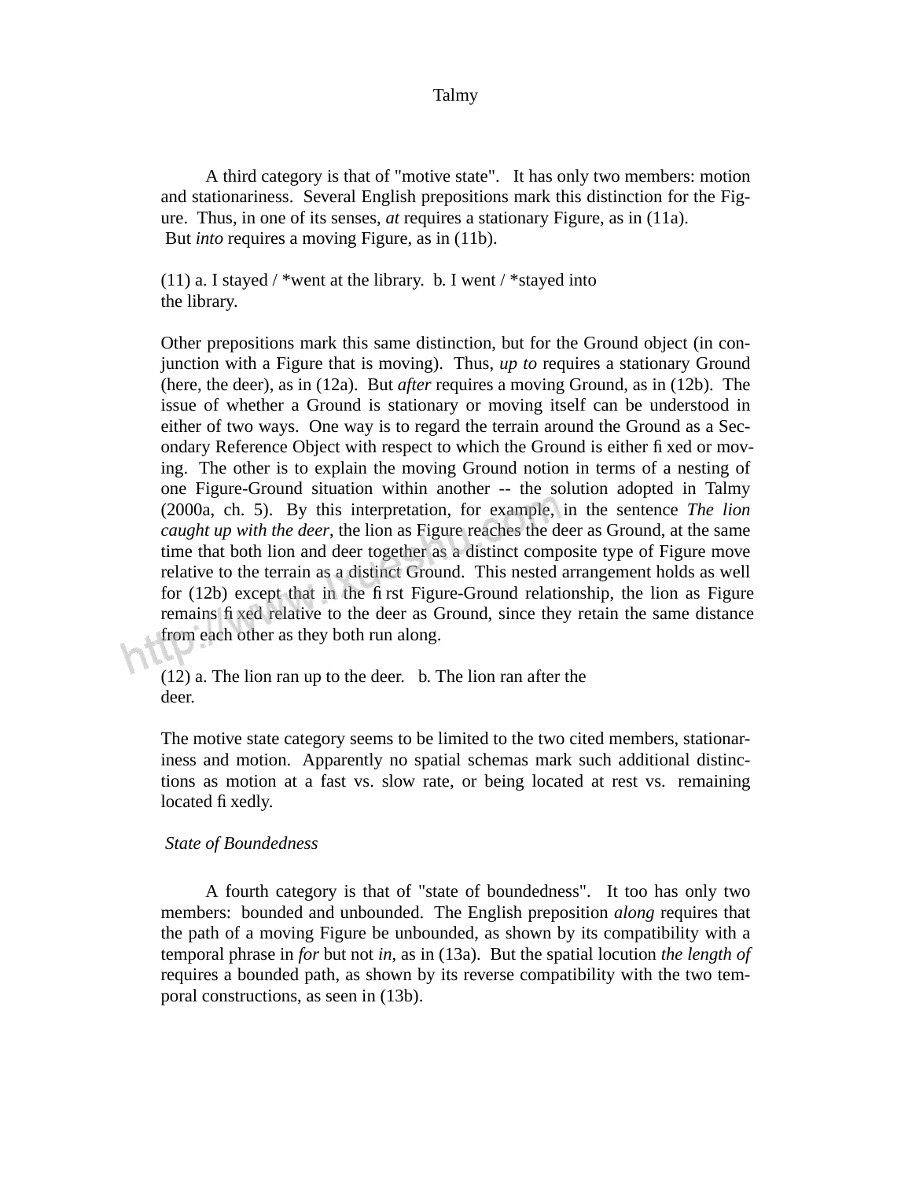A third category is that of "motive state". It has only two members: motion and stationariness. Several English prepositions mark this distinction for the Figure. Thus, in one of its senses, *at* requires a stationary Figure, as in (11a). But *into* requires a moving Figure, as in (11b).

(11) a. I stayed / *went at the library. b. I went / *stayed into the library.

Other prepositions mark this same distinction, but for the Ground object (in conjunction with a Figure that is moving). Thus, *up to* requires a stationary Ground (here, the deer), as in (12a). But *after* requires a moving Ground, as in (12b). The issue of whether a Ground is stationary or moving itself can be understood in either of two ways. One way is to regard the terrain around the Ground as a Secondary Reference Object with respect to which the Ground is either fixed or moving. The other is to explain the moving Ground notion in terms of a nesting of one Figure-Ground situation within another -- the solution adopted in Talmy (2000a, ch. 5). By this interpretation, for example, in the sentence *The lion caught up with the deer*, the lion as Figure reaches the deer as Ground, at the same time that both lion and deer together as a distinct composite type of Figure move relative to the terrain as a distinct Ground. This nested arrangement holds as well for (12b) except that in the first Figure-Ground relationship, the lion as Figure remains fixed relative to the deer as Ground, since they retain the same distance from each other as they both run along.

(12) a. The lion ran up to the deer. b. The lion ran after the deer.

The motive state category seems to be limited to the two cited members, stationariness and motion. Apparently no spatial schemas mark such additional distinctions as motion at a fast vs. slow rate, or being located at rest vs. remaining located fixedly.

*State of Boundedness*

A fourth category is that of "state of boundedness". It too has only two members: bounded and unbounded. The English preposition *along* requires that the path of a moving Figure be unbounded, as shown by its compatibility with a temporal phrase in *for* but not *in*, as in (13a). But the spatial locution *the length of* requires a bounded path, as shown by its reverse compatibility with the two temporal constructions, as seen in (13b).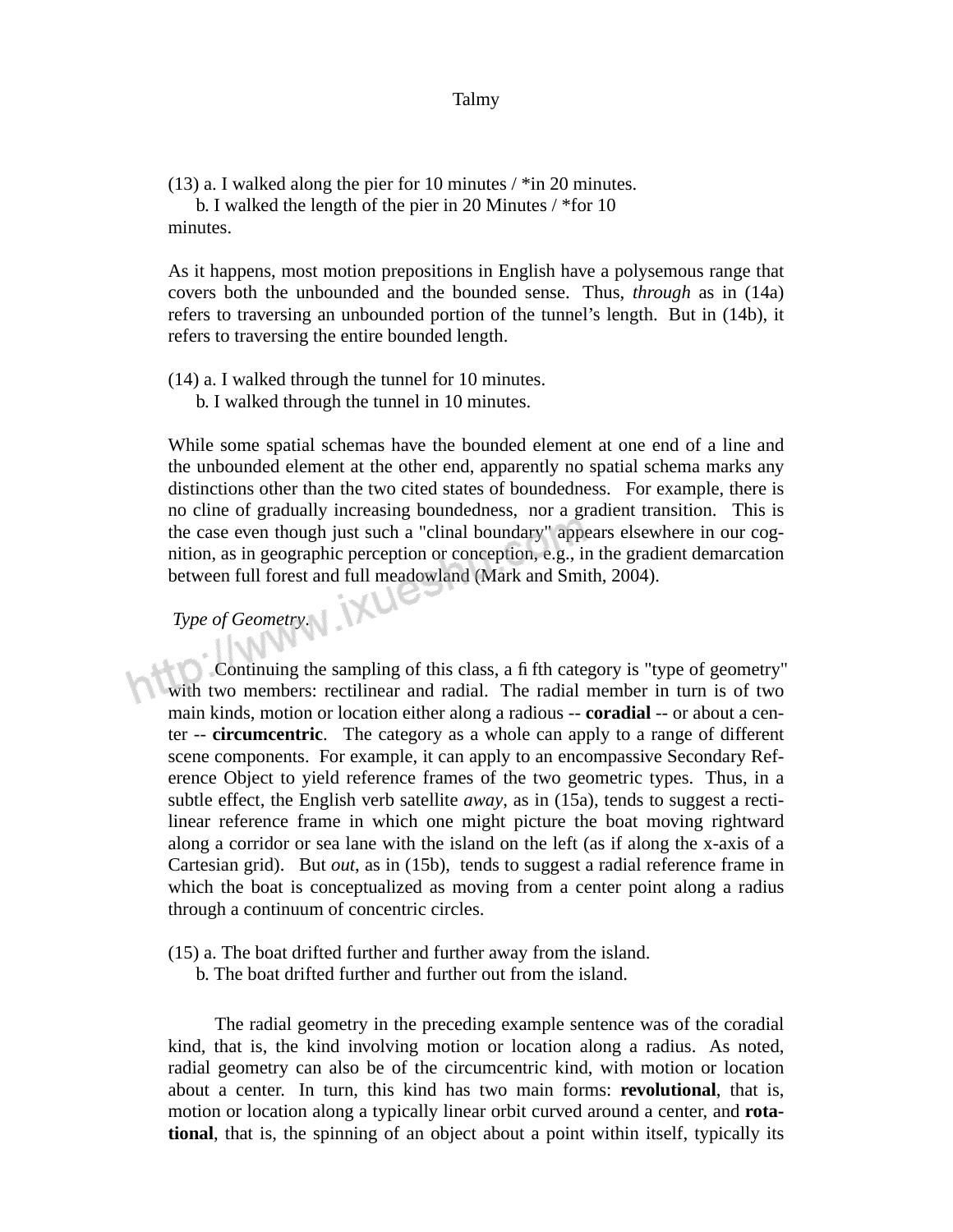(13) a. I walked along the pier for 10 minutes / *in 20 minutes.
b. I walked the length of the pier in 20 Minutes / *for 10 minutes.

As it happens, most motion prepositions in English have a polysemous range that covers both the unbounded and the bounded sense. Thus, *through* as in (14a) refers to traversing an unbounded portion of the tunnel's length. But in (14b), it refers to traversing the entire bounded length.

(14) a. I walked through the tunnel for 10 minutes.
b. I walked through the tunnel in 10 minutes.

While some spatial schemas have the bounded element at one end of a line and the unbounded element at the other end, apparently no spatial schema marks any distinctions other than the two cited states of boundedness. For example, there is no cline of gradually increasing boundedness, nor a gradient transition. This is the case even though just such a "clinal boundary" appears elsewhere in our cognition, as in geographic perception or conception, e.g., in the gradient demarcation between full forest and full meadowland (Mark and Smith, 2004).

*Type of Geometry*.

Continuing the sampling of this class, a fifth category is "type of geometry" with two members: rectilinear and radial. The radial member in turn is of two main kinds, motion or location either along a radious -- **coradial** -- or about a center -- **circumcentric**. The category as a whole can apply to a range of different scene components. For example, it can apply to an encompassive Secondary Reference Object to yield reference frames of the two geometric types. Thus, in a subtle effect, the English verb satellite *away*, as in (15a), tends to suggest a rectilinear reference frame in which one might picture the boat moving rightward along a corridor or sea lane with the island on the left (as if along the x-axis of a Cartesian grid). But *out*, as in (15b), tends to suggest a radial reference frame in which the boat is conceptualized as moving from a center point along a radius through a continuum of concentric circles.

(15) a. The boat drifted further and further away from the island.
b. The boat drifted further and further out from the island.

The radial geometry in the preceding example sentence was of the coradial kind, that is, the kind involving motion or location along a radius. As noted, radial geometry can also be of the circumcentric kind, with motion or location about a center. In turn, this kind has two main forms: **revolutional**, that is, motion or location along a typically linear orbit curved around a center, and **rotational**, that is, the spinning of an object about a point within itself, typically its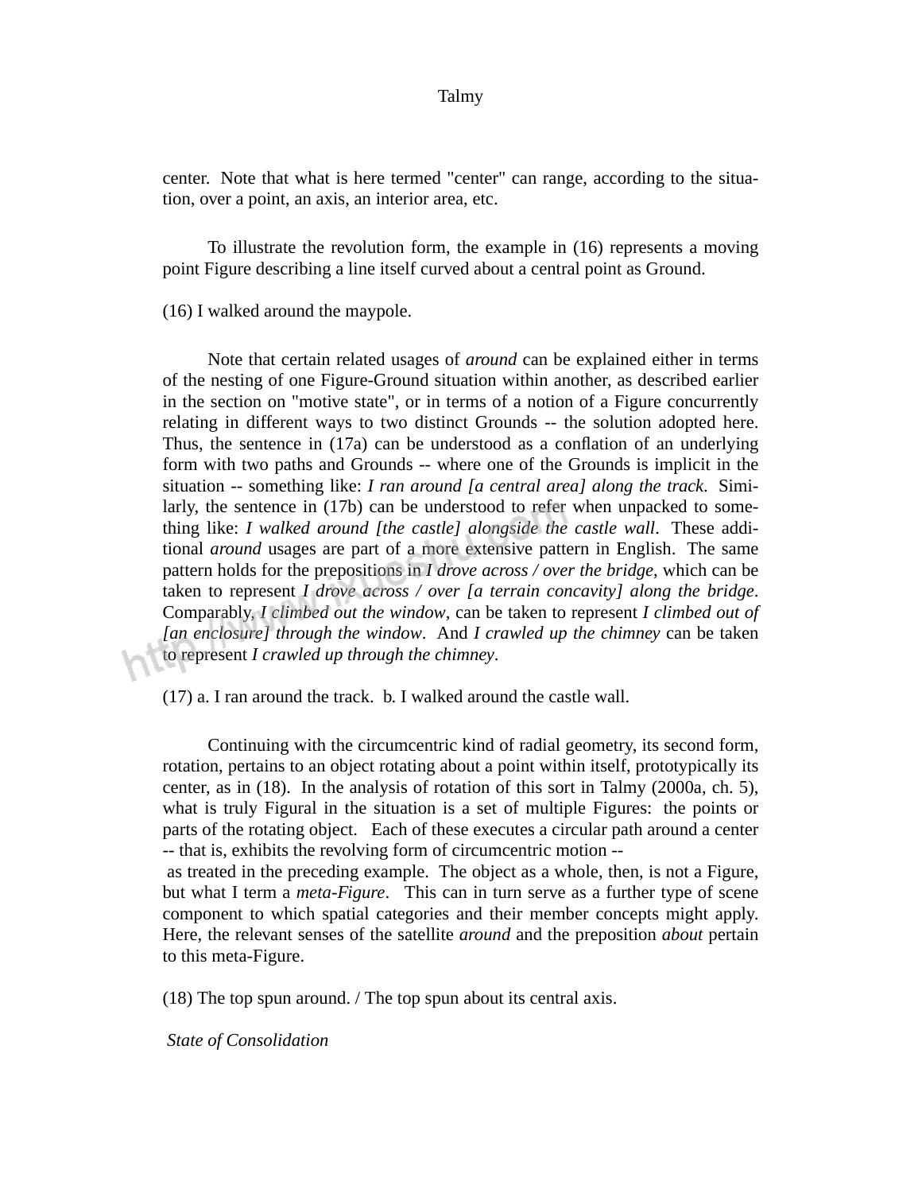center. Note that what is here termed "center" can range, according to the situation, over a point, an axis, an interior area, etc.

To illustrate the revolution form, the example in (16) represents a moving point Figure describing a line itself curved about a central point as Ground.

(16) I walked around the maypole.

Note that certain related usages of *around* can be explained either in terms of the nesting of one Figure-Ground situation within another, as described earlier in the section on "motive state", or in terms of a notion of a Figure concurrently relating in different ways to two distinct Grounds -- the solution adopted here. Thus, the sentence in (17a) can be understood as a conflation of an underlying form with two paths and Grounds -- where one of the Grounds is implicit in the situation -- something like: *I ran around [a central area] along the track*. Similarly, the sentence in (17b) can be understood to refer when unpacked to something like: *I walked around [the castle] alongside the castle wall*. These additional *around* usages are part of a more extensive pattern in English. The same pattern holds for the prepositions in *I drove across / over the bridge*, which can be taken to represent *I drove across / over [a terrain concavity] along the bridge*. Comparably, *I climbed out the window*, can be taken to represent *I climbed out of [an enclosure] through the window*. And *I crawled up the chimney* can be taken to represent *I crawled up through the chimney*.

(17) a. I ran around the track. b. I walked around the castle wall.

Continuing with the circumcentric kind of radial geometry, its second form, rotation, pertains to an object rotating about a point within itself, prototypically its center, as in (18). In the analysis of rotation of this sort in Talmy (2000a, ch. 5), what is truly Figural in the situation is a set of multiple Figures: the points or parts of the rotating object. Each of these executes a circular path around a center -- that is, exhibits the revolving form of circumcentric motion -- as treated in the preceding example. The object as a whole, then, is not a Figure, but what I term a *meta-Figure*. This can in turn serve as a further type of scene component to which spatial categories and their member concepts might apply. Here, the relevant senses of the satellite *around* and the preposition *about* pertain to this meta-Figure.

(18) The top spun around. / The top spun about its central axis.

*State of Consolidation*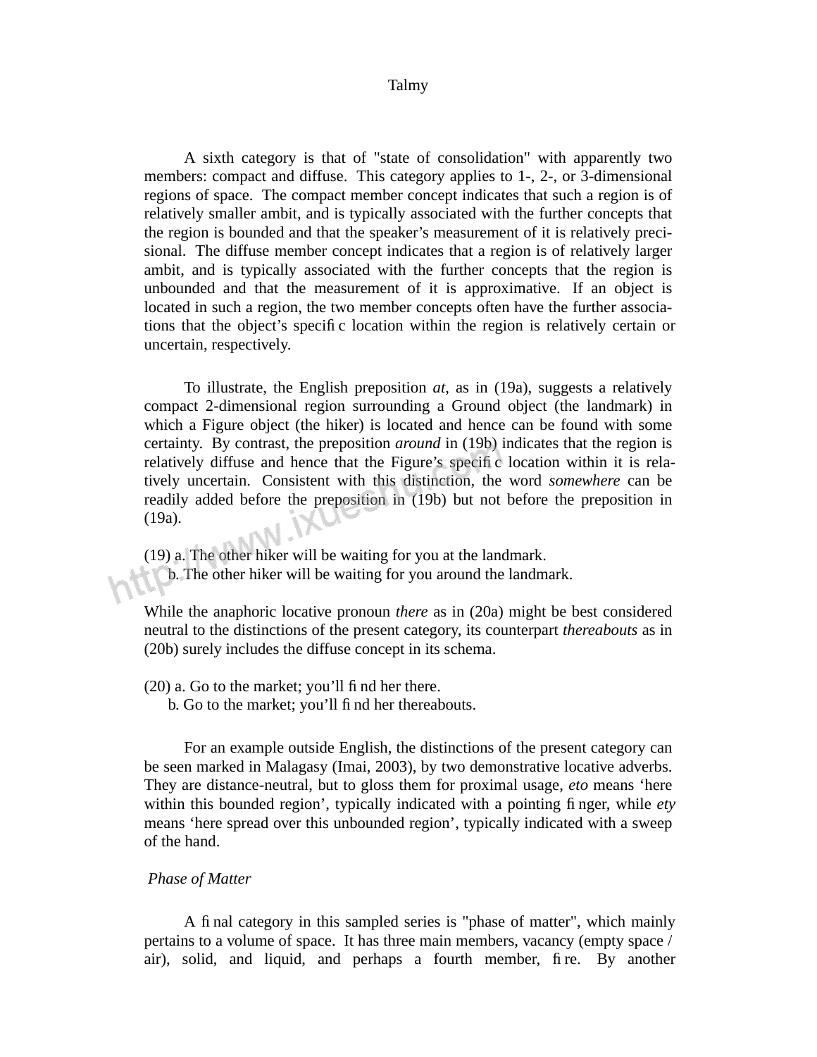A sixth category is that of "state of consolidation" with apparently two members: compact and diffuse. This category applies to 1-, 2-, or 3-dimensional regions of space. The compact member concept indicates that such a region is of relatively smaller ambit, and is typically associated with the further concepts that the region is bounded and that the speaker's measurement of it is relatively precisional. The diffuse member concept indicates that a region is of relatively larger ambit, and is typically associated with the further concepts that the region is unbounded and that the measurement of it is approximative. If an object is located in such a region, the two member concepts often have the further associations that the object's specific location within the region is relatively certain or uncertain, respectively.

To illustrate, the English preposition *at*, as in (19a), suggests a relatively compact 2-dimensional region surrounding a Ground object (the landmark) in which a Figure object (the hiker) is located and hence can be found with some certainty. By contrast, the preposition *around* in (19b) indicates that the region is relatively diffuse and hence that the Figure's specific location within it is relatively uncertain. Consistent with this distinction, the word *somewhere* can be readily added before the preposition in (19b) but not before the preposition in (19a).

(19) a. The other hiker will be waiting for you at the landmark.
  b. The other hiker will be waiting for you around the landmark.

While the anaphoric locative pronoun *there* as in (20a) might be best considered neutral to the distinctions of the present category, its counterpart *thereabouts* as in (20b) surely includes the diffuse concept in its schema.

(20) a. Go to the market; you'll find her there.
  b. Go to the market; you'll find her thereabouts.

For an example outside English, the distinctions of the present category can be seen marked in Malagasy (Imai, 2003), by two demonstrative locative adverbs. They are distance-neutral, but to gloss them for proximal usage, *eto* means 'here within this bounded region', typically indicated with a pointing finger, while *ety* means 'here spread over this unbounded region', typically indicated with a sweep of the hand.

*Phase of Matter*

A final category in this sampled series is "phase of matter", which mainly pertains to a volume of space. It has three main members, vacancy (empty space / air), solid, and liquid, and perhaps a fourth member, fire. By another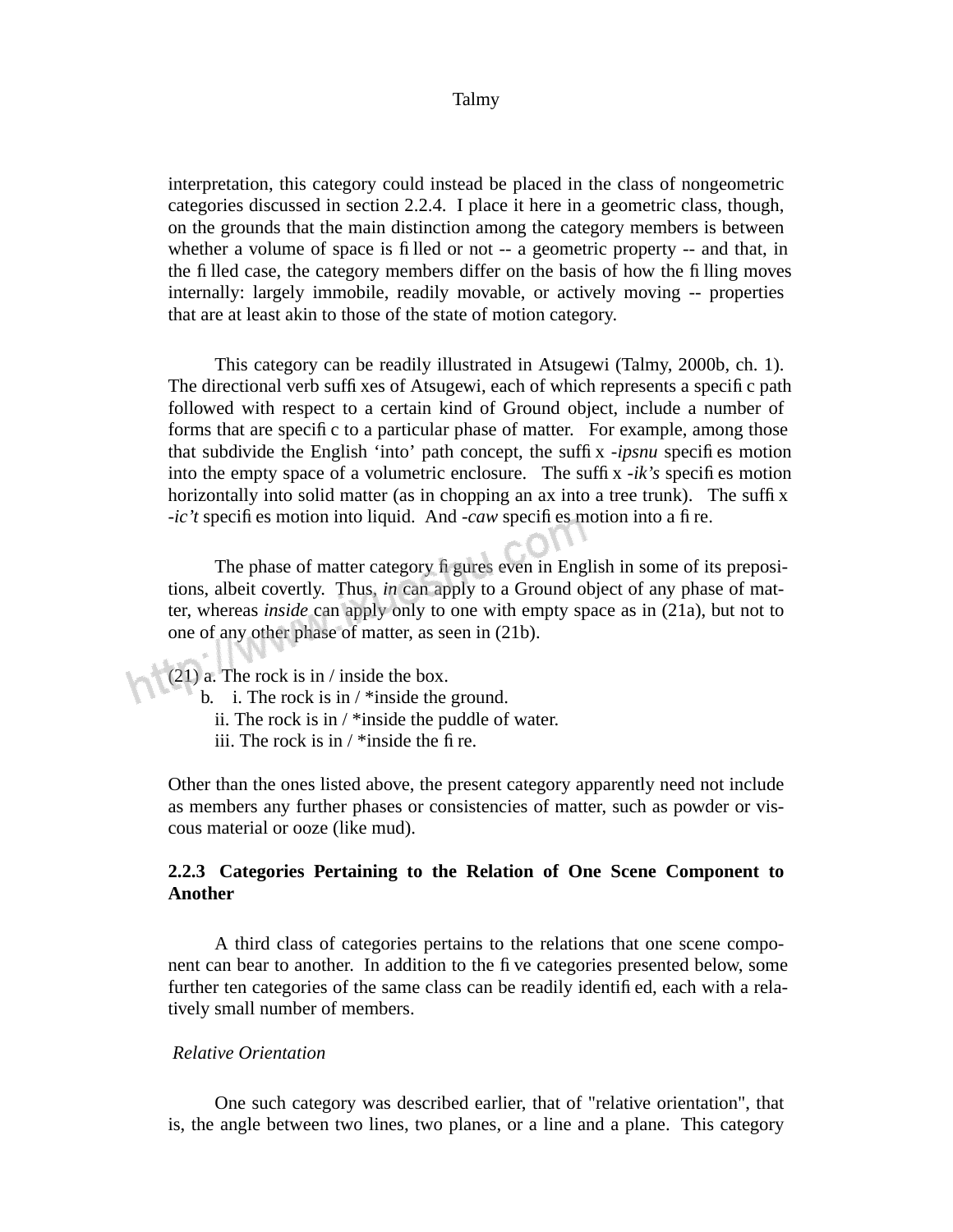interpretation, this category could instead be placed in the class of nongeometric categories discussed in section 2.2.4. I place it here in a geometric class, though, on the grounds that the main distinction among the category members is between whether a volume of space is filled or not -- a geometric property -- and that, in the filled case, the category members differ on the basis of how the filling moves internally: largely immobile, readily movable, or actively moving -- properties that are at least akin to those of the state of motion category.

This category can be readily illustrated in Atsugewi (Talmy, 2000b, ch. 1). The directional verb suffixes of Atsugewi, each of which represents a specific path followed with respect to a certain kind of Ground object, include a number of forms that are specific to a particular phase of matter. For example, among those that subdivide the English 'into' path concept, the suffix *-ipsnu* specifies motion into the empty space of a volumetric enclosure. The suffix *-ik's* specifies motion horizontally into solid matter (as in chopping an ax into a tree trunk). The suffix *-ic't* specifies motion into liquid. And *-caw* specifies motion into a fire.

The phase of matter category figures even in English in some of its prepositions, albeit covertly. Thus, *in* can apply to a Ground object of any phase of matter, whereas *inside* can apply only to one with empty space as in (21a), but not to one of any other phase of matter, as seen in (21b).

(21) a. The rock is in / inside the box.
 b. i. The rock is in / *inside the ground.
  ii. The rock is in / *inside the puddle of water.
  iii. The rock is in / *inside the fire.

Other than the ones listed above, the present category apparently need not include as members any further phases or consistencies of matter, such as powder or viscous material or ooze (like mud).

### 2.2.3 Categories Pertaining to the Relation of One Scene Component to Another

A third class of categories pertains to the relations that one scene component can bear to another. In addition to the five categories presented below, some further ten categories of the same class can be readily identified, each with a relatively small number of members.

*Relative Orientation*

One such category was described earlier, that of "relative orientation", that is, the angle between two lines, two planes, or a line and a plane. This category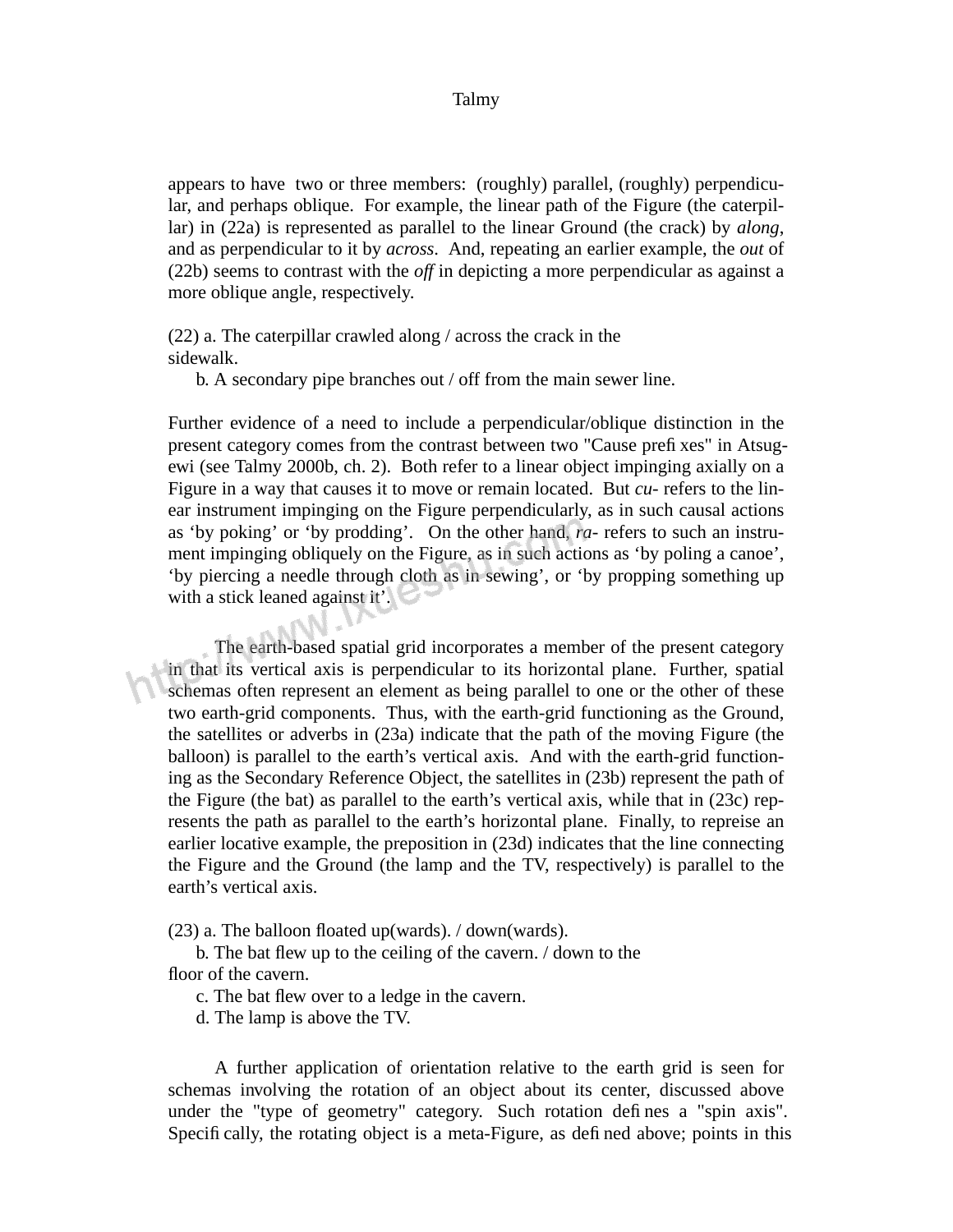appears to have two or three members: (roughly) parallel, (roughly) perpendicular, and perhaps oblique. For example, the linear path of the Figure (the caterpillar) in (22a) is represented as parallel to the linear Ground (the crack) by *along*, and as perpendicular to it by *across*. And, repeating an earlier example, the *out* of (22b) seems to contrast with the *off* in depicting a more perpendicular as against a more oblique angle, respectively.

(22) a. The caterpillar crawled along / across the crack in the sidewalk.
    b. A secondary pipe branches out / off from the main sewer line.

Further evidence of a need to include a perpendicular/oblique distinction in the present category comes from the contrast between two "Cause prefixes" in Atsugewi (see Talmy 2000b, ch. 2). Both refer to a linear object impinging axially on a Figure in a way that causes it to move or remain located. But *cu-* refers to the linear instrument impinging on the Figure perpendicularly, as in such causal actions as 'by poking' or 'by prodding'. On the other hand, *ra-* refers to such an instrument impinging obliquely on the Figure, as in such actions as 'by poling a canoe', 'by piercing a needle through cloth as in sewing', or 'by propping something up with a stick leaned against it'.

The earth-based spatial grid incorporates a member of the present category in that its vertical axis is perpendicular to its horizontal plane. Further, spatial schemas often represent an element as being parallel to one or the other of these two earth-grid components. Thus, with the earth-grid functioning as the Ground, the satellites or adverbs in (23a) indicate that the path of the moving Figure (the balloon) is parallel to the earth's vertical axis. And with the earth-grid functioning as the Secondary Reference Object, the satellites in (23b) represent the path of the Figure (the bat) as parallel to the earth's vertical axis, while that in (23c) represents the path as parallel to the earth's horizontal plane. Finally, to repreise an earlier locative example, the preposition in (23d) indicates that the line connecting the Figure and the Ground (the lamp and the TV, respectively) is parallel to the earth's vertical axis.

(23) a. The balloon floated up(wards). / down(wards).
    b. The bat flew up to the ceiling of the cavern. / down to the floor of the cavern.
    c. The bat flew over to a ledge in the cavern.
    d. The lamp is above the TV.

A further application of orientation relative to the earth grid is seen for schemas involving the rotation of an object about its center, discussed above under the "type of geometry" category. Such rotation defines a "spin axis". Specifically, the rotating object is a meta-Figure, as defined above; points in this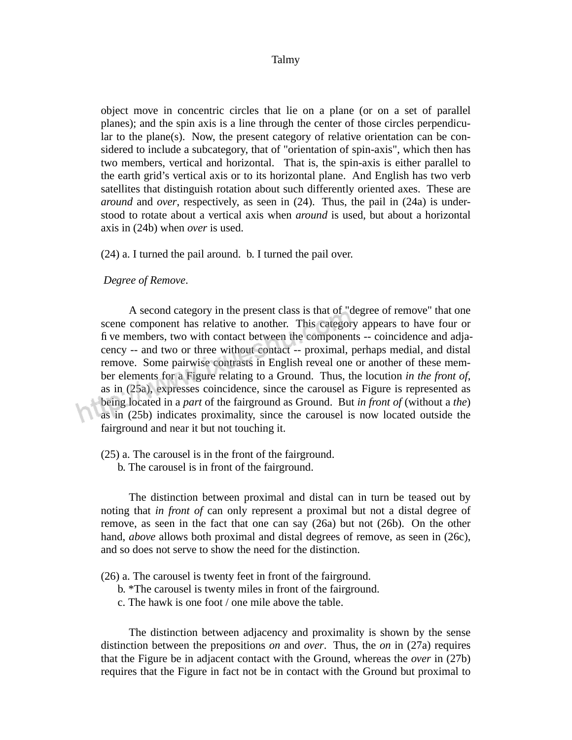object move in concentric circles that lie on a plane (or on a set of parallel planes); and the spin axis is a line through the center of those circles perpendicular to the plane(s). Now, the present category of relative orientation can be considered to include a subcategory, that of "orientation of spin-axis", which then has two members, vertical and horizontal. That is, the spin-axis is either parallel to the earth grid's vertical axis or to its horizontal plane. And English has two verb satellites that distinguish rotation about such differently oriented axes. These are *around* and *over*, respectively, as seen in (24). Thus, the pail in (24a) is understood to rotate about a vertical axis when *around* is used, but about a horizontal axis in (24b) when *over* is used.

(24) a. I turned the pail around. b. I turned the pail over.

*Degree of Remove*.

A second category in the present class is that of "degree of remove" that one scene component has relative to another. This category appears to have four or five members, two with contact between the components -- coincidence and adjacency -- and two or three without contact -- proximal, perhaps medial, and distal remove. Some pairwise contrasts in English reveal one or another of these member elements for a Figure relating to a Ground. Thus, the locution *in the front of*, as in (25a), expresses coincidence, since the carousel as Figure is represented as being located in a *part* of the fairground as Ground. But *in front of* (without a *the*) as in (25b) indicates proximality, since the carousel is now located outside the fairground and near it but not touching it.

(25) a. The carousel is in the front of the fairground.
b. The carousel is in front of the fairground.

The distinction between proximal and distal can in turn be teased out by noting that *in front of* can only represent a proximal but not a distal degree of remove, as seen in the fact that one can say (26a) but not (26b). On the other hand, *above* allows both proximal and distal degrees of remove, as seen in (26c), and so does not serve to show the need for the distinction.

(26) a. The carousel is twenty feet in front of the fairground.
b. *The carousel is twenty miles in front of the fairground.
c. The hawk is one foot / one mile above the table.

The distinction between adjacency and proximality is shown by the sense distinction between the prepositions *on* and *over*. Thus, the *on* in (27a) requires that the Figure be in adjacent contact with the Ground, whereas the *over* in (27b) requires that the Figure in fact not be in contact with the Ground but proximal to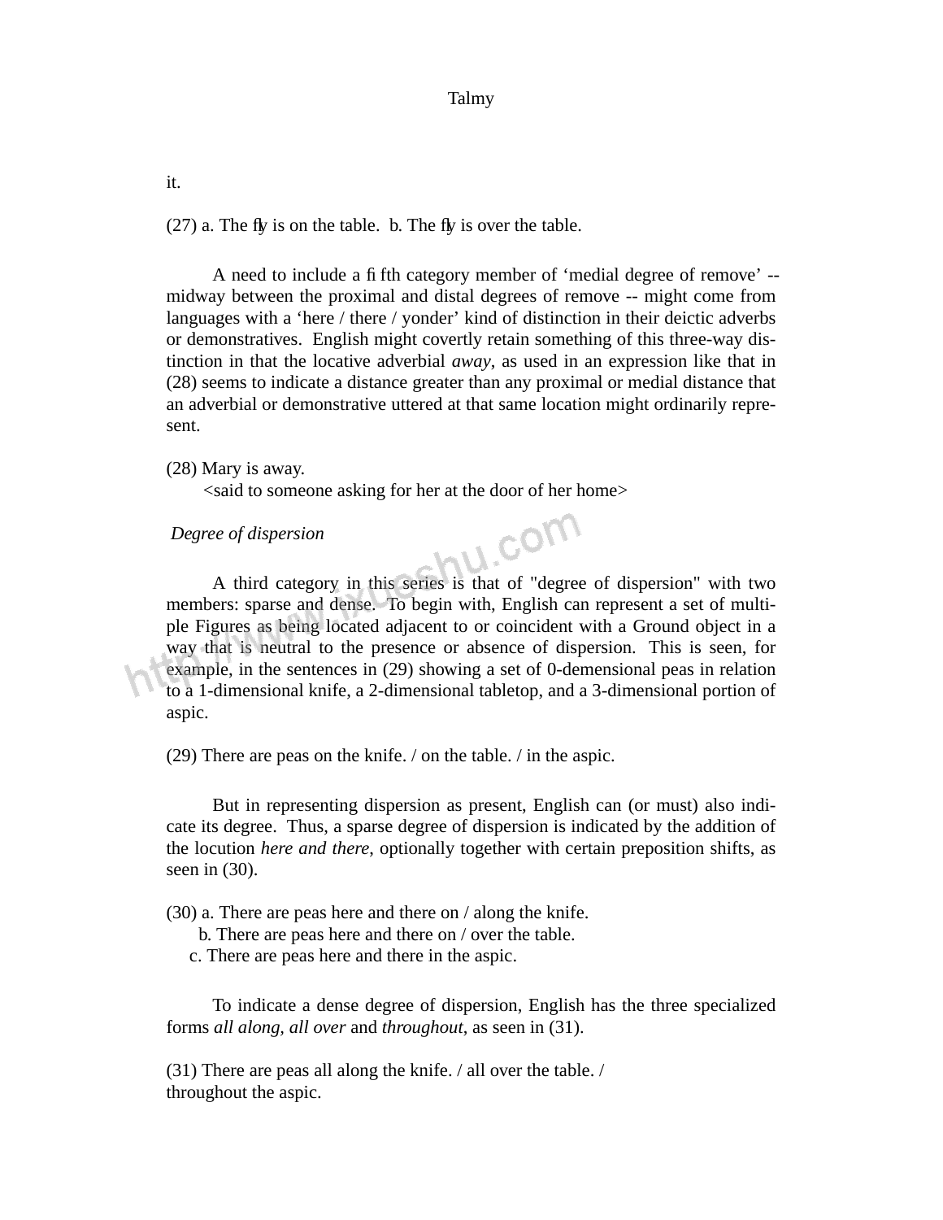it.

(27) a. The fly is on the table. b. The fly is over the table.

A need to include a fifth category member of ‘medial degree of remove’ -- midway between the proximal and distal degrees of remove -- might come from languages with a ‘here / there / yonder’ kind of distinction in their deictic adverbs or demonstratives. English might covertly retain something of this three-way distinction in that the locative adverbial *away*, as used in an expression like that in (28) seems to indicate a distance greater than any proximal or medial distance that an adverbial or demonstrative uttered at that same location might ordinarily represent.

(28) Mary is away.
<said to someone asking for her at the door of her home>

*Degree of dispersion*

A third category in this series is that of "degree of dispersion" with two members: sparse and dense. To begin with, English can represent a set of multiple Figures as being located adjacent to or coincident with a Ground object in a way that is neutral to the presence or absence of dispersion. This is seen, for example, in the sentences in (29) showing a set of 0-demensional peas in relation to a 1-dimensional knife, a 2-dimensional tabletop, and a 3-dimensional portion of aspic.

(29) There are peas on the knife. / on the table. / in the aspic.

But in representing dispersion as present, English can (or must) also indicate its degree. Thus, a sparse degree of dispersion is indicated by the addition of the locution *here and there*, optionally together with certain preposition shifts, as seen in (30).

(30) a. There are peas here and there on / along the knife.
b. There are peas here and there on / over the table.
c. There are peas here and there in the aspic.

To indicate a dense degree of dispersion, English has the three specialized forms *all along*, *all over* and *throughout*, as seen in (31).

(31) There are peas all along the knife. / all over the table. / throughout the aspic.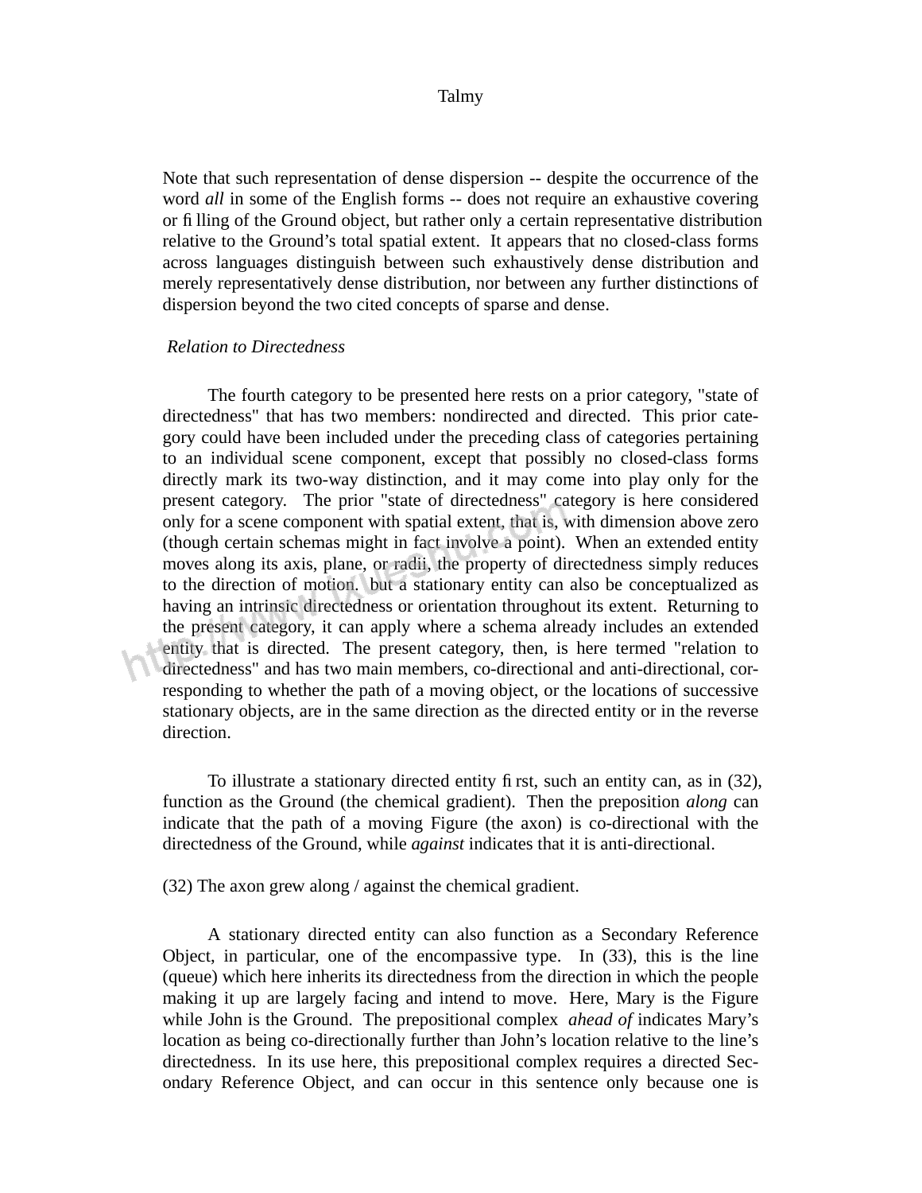Note that such representation of dense dispersion -- despite the occurrence of the word *all* in some of the English forms -- does not require an exhaustive covering or filling of the Ground object, but rather only a certain representative distribution relative to the Ground's total spatial extent. It appears that no closed-class forms across languages distinguish between such exhaustively dense distribution and merely representatively dense distribution, nor between any further distinctions of dispersion beyond the two cited concepts of sparse and dense.

*Relation to Directedness*

The fourth category to be presented here rests on a prior category, "state of directedness" that has two members: nondirected and directed. This prior category could have been included under the preceding class of categories pertaining to an individual scene component, except that possibly no closed-class forms directly mark its two-way distinction, and it may come into play only for the present category. The prior "state of directedness" category is here considered only for a scene component with spatial extent, that is, with dimension above zero (though certain schemas might in fact involve a point). When an extended entity moves along its axis, plane, or radii, the property of directedness simply reduces to the direction of motion. but a stationary entity can also be conceptualized as having an intrinsic directedness or orientation throughout its extent. Returning to the present category, it can apply where a schema already includes an extended entity that is directed. The present category, then, is here termed "relation to directedness" and has two main members, co-directional and anti-directional, corresponding to whether the path of a moving object, or the locations of successive stationary objects, are in the same direction as the directed entity or in the reverse direction.

To illustrate a stationary directed entity first, such an entity can, as in (32), function as the Ground (the chemical gradient). Then the preposition *along* can indicate that the path of a moving Figure (the axon) is co-directional with the directedness of the Ground, while *against* indicates that it is anti-directional.

(32) The axon grew along / against the chemical gradient.

A stationary directed entity can also function as a Secondary Reference Object, in particular, one of the encompassive type. In (33), this is the line (queue) which here inherits its directedness from the direction in which the people making it up are largely facing and intend to move. Here, Mary is the Figure while John is the Ground. The prepositional complex *ahead of* indicates Mary's location as being co-directionally further than John's location relative to the line's directedness. In its use here, this prepositional complex requires a directed Secondary Reference Object, and can occur in this sentence only because one is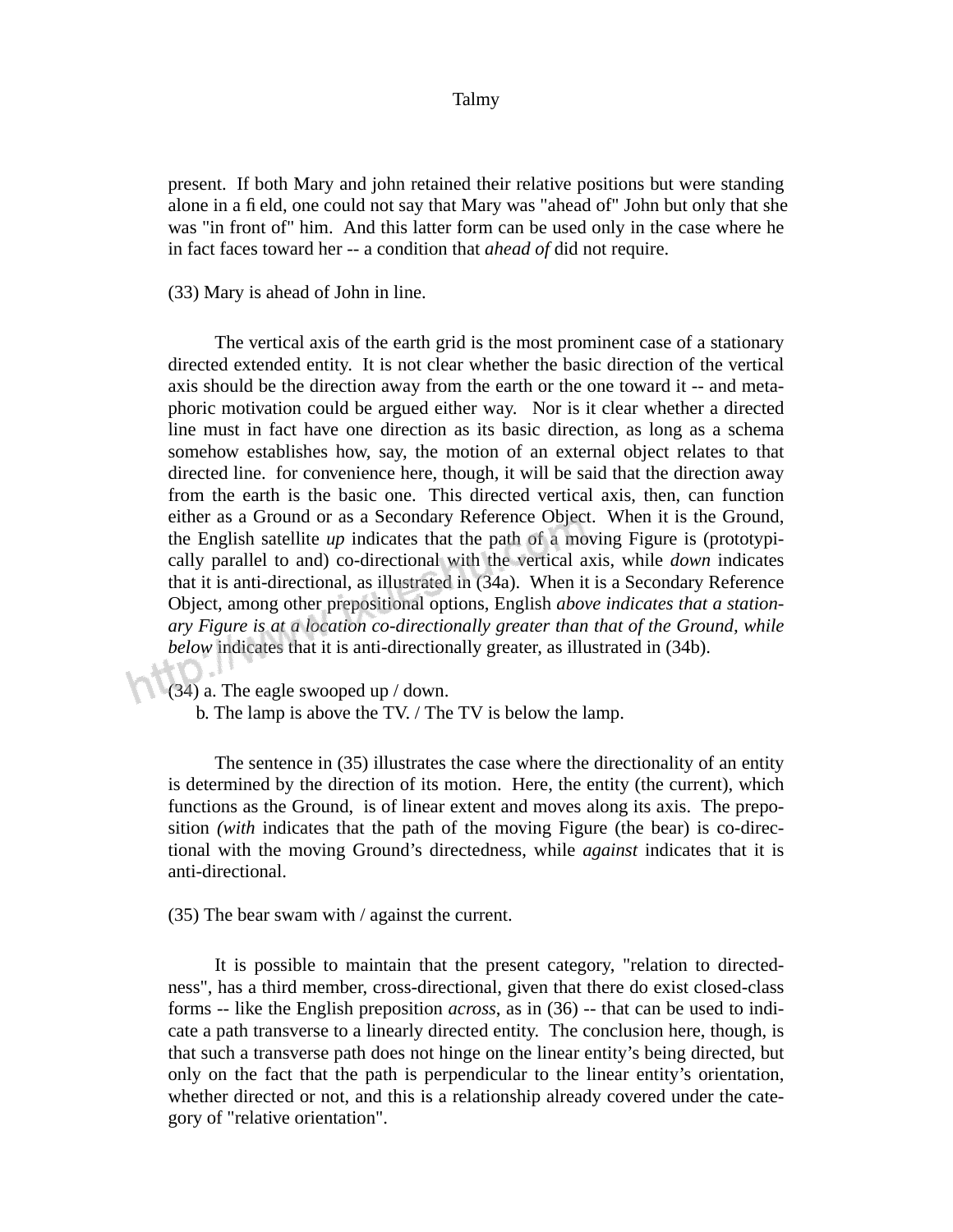present.  If both Mary and john retained their relative positions but were standing alone in a field, one could not say that Mary was "ahead of" John but only that she was "in front of" him.  And this latter form can be used only in the case where he in fact faces toward her -- a condition that *ahead of* did not require.

(33) Mary is ahead of John in line.

The vertical axis of the earth grid is the most prominent case of a stationary directed extended entity.  It is not clear whether the basic direction of the vertical axis should be the direction away from the earth or the one toward it -- and metaphoric motivation could be argued either way.  Nor is it clear whether a directed line must in fact have one direction as its basic direction, as long as a schema somehow establishes how, say, the motion of an external object relates to that directed line.  for convenience here, though, it will be said that the direction away from the earth is the basic one.  This directed vertical axis, then, can function either as a Ground or as a Secondary Reference Object.  When it is the Ground, the English satellite *up* indicates that the path of a moving Figure is (prototypically parallel to and) co-directional with the vertical axis, while *down* indicates that it is anti-directional, as illustrated in (34a).  When it is a Secondary Reference Object, among other prepositional options, English *above indicates that a stationary Figure is at a location co-directionally greater than that of the Ground, while below* indicates that it is anti-directionally greater, as illustrated in (34b).

(34) a. The eagle swooped up / down.
     b. The lamp is above the TV. / The TV is below the lamp.

The sentence in (35) illustrates the case where the directionality of an entity is determined by the direction of its motion.  Here, the entity (the current), which functions as the Ground,  is of linear extent and moves along its axis.  The preposition *(with* indicates that the path of the moving Figure (the bear) is co-directional with the moving Ground's directedness, while *against* indicates that it is anti-directional.

(35) The bear swam with / against the current.

It is possible to maintain that the present category, "relation to directedness", has a third member, cross-directional, given that there do exist closed-class forms -- like the English preposition *across*, as in (36) -- that can be used to indicate a path transverse to a linearly directed entity.  The conclusion here, though, is that such a transverse path does not hinge on the linear entity's being directed, but only on the fact that the path is perpendicular to the linear entity's orientation, whether directed or not, and this is a relationship already covered under the category of "relative orientation".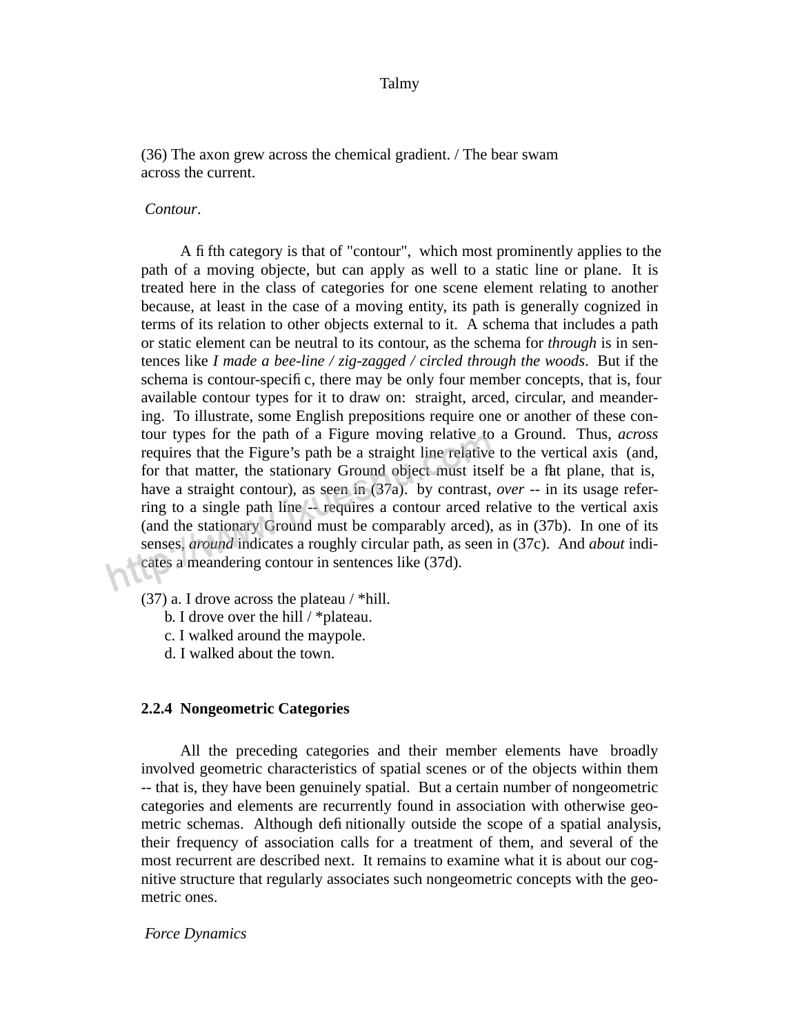(36) The axon grew across the chemical gradient. / The bear swam across the current.

*Contour*.

A fifth category is that of "contour", which most prominently applies to the path of a moving objecte, but can apply as well to a static line or plane. It is treated here in the class of categories for one scene element relating to another because, at least in the case of a moving entity, its path is generally cognized in terms of its relation to other objects external to it. A schema that includes a path or static element can be neutral to its contour, as the schema for *through* is in sentences like *I made a bee-line / zig-zagged / circled through the woods*. But if the schema is contour-specific, there may be only four member concepts, that is, four available contour types for it to draw on: straight, arced, circular, and meandering. To illustrate, some English prepositions require one or another of these contour types for the path of a Figure moving relative to a Ground. Thus, *across* requires that the Figure's path be a straight line relative to the vertical axis (and, for that matter, the stationary Ground object must itself be a flat plane, that is, have a straight contour), as seen in (37a). by contrast, *over* -- in its usage referring to a single path line -- requires a contour arced relative to the vertical axis (and the stationary Ground must be comparably arced), as in (37b). In one of its senses, *around* indicates a roughly circular path, as seen in (37c). And *about* indicates a meandering contour in sentences like (37d).

(37) a. I drove across the plateau / *hill.
b. I drove over the hill / *plateau.
c. I walked around the maypole.
d. I walked about the town.

### 2.2.4 Nongeometric Categories

All the preceding categories and their member elements have broadly involved geometric characteristics of spatial scenes or of the objects within them -- that is, they have been genuinely spatial. But a certain number of nongeometric categories and elements are recurrently found in association with otherwise geometric schemas. Although definitionally outside the scope of a spatial analysis, their frequency of association calls for a treatment of them, and several of the most recurrent are described next. It remains to examine what it is about our cognitive structure that regularly associates such nongeometric concepts with the geometric ones.

*Force Dynamics*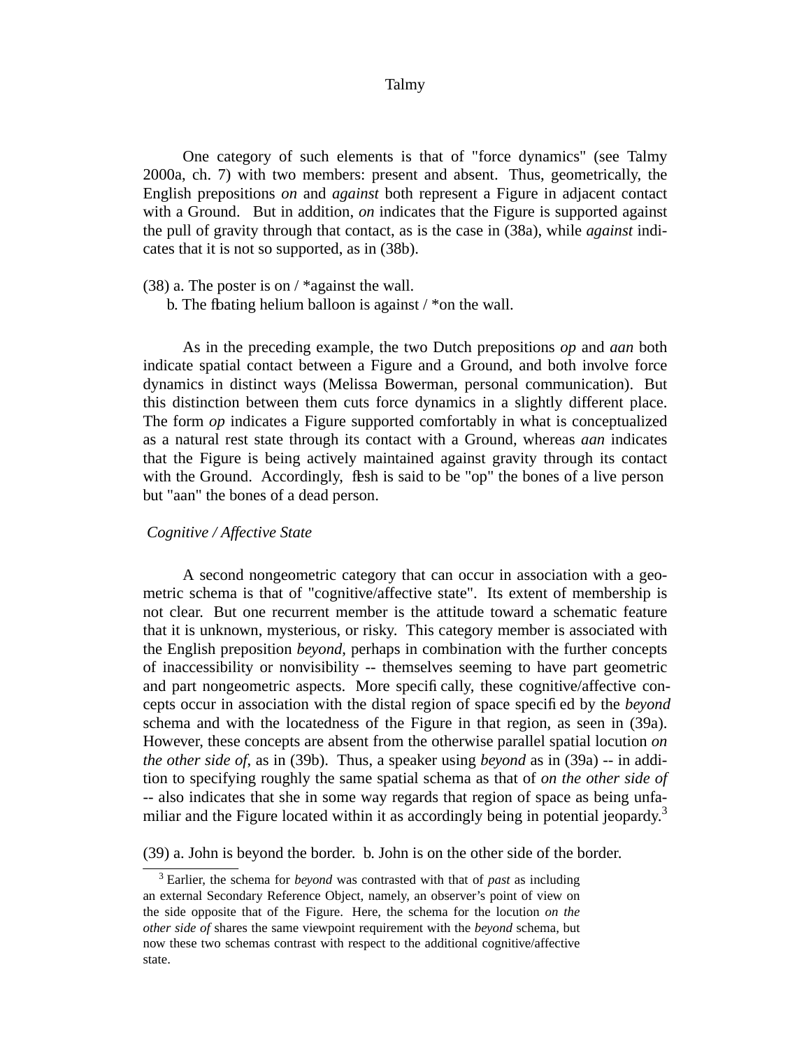One category of such elements is that of "force dynamics" (see Talmy 2000a, ch. 7) with two members: present and absent. Thus, geometrically, the English prepositions *on* and *against* both represent a Figure in adjacent contact with a Ground. But in addition, *on* indicates that the Figure is supported against the pull of gravity through that contact, as is the case in (38a), while *against* indicates that it is not so supported, as in (38b).

(38) a. The poster is on / *against the wall.
  b. The floating helium balloon is against / *on the wall.

As in the preceding example, the two Dutch prepositions *op* and *aan* both indicate spatial contact between a Figure and a Ground, and both involve force dynamics in distinct ways (Melissa Bowerman, personal communication). But this distinction between them cuts force dynamics in a slightly different place. The form *op* indicates a Figure supported comfortably in what is conceptualized as a natural rest state through its contact with a Ground, whereas *aan* indicates that the Figure is being actively maintained against gravity through its contact with the Ground. Accordingly, flesh is said to be "op" the bones of a live person but "aan" the bones of a dead person.

*Cognitive / Affective State*

A second nongeometric category that can occur in association with a geometric schema is that of "cognitive/affective state". Its extent of membership is not clear. But one recurrent member is the attitude toward a schematic feature that it is unknown, mysterious, or risky. This category member is associated with the English preposition *beyond*, perhaps in combination with the further concepts of inaccessibility or nonvisibility -- themselves seeming to have part geometric and part nongeometric aspects. More specifically, these cognitive/affective concepts occur in association with the distal region of space specified by the *beyond* schema and with the locatedness of the Figure in that region, as seen in (39a). However, these concepts are absent from the otherwise parallel spatial locution *on the other side of*, as in (39b). Thus, a speaker using *beyond* as in (39a) -- in addition to specifying roughly the same spatial schema as that of *on the other side of* -- also indicates that she in some way regards that region of space as being unfamiliar and the Figure located within it as accordingly being in potential jeopardy.[3]

(39) a. John is beyond the border. b. John is on the other side of the border.

[3] Earlier, the schema for *beyond* was contrasted with that of *past* as including an external Secondary Reference Object, namely, an observer's point of view on the side opposite that of the Figure. Here, the schema for the locution *on the other side of* shares the same viewpoint requirement with the *beyond* schema, but now these two schemas contrast with respect to the additional cognitive/affective state.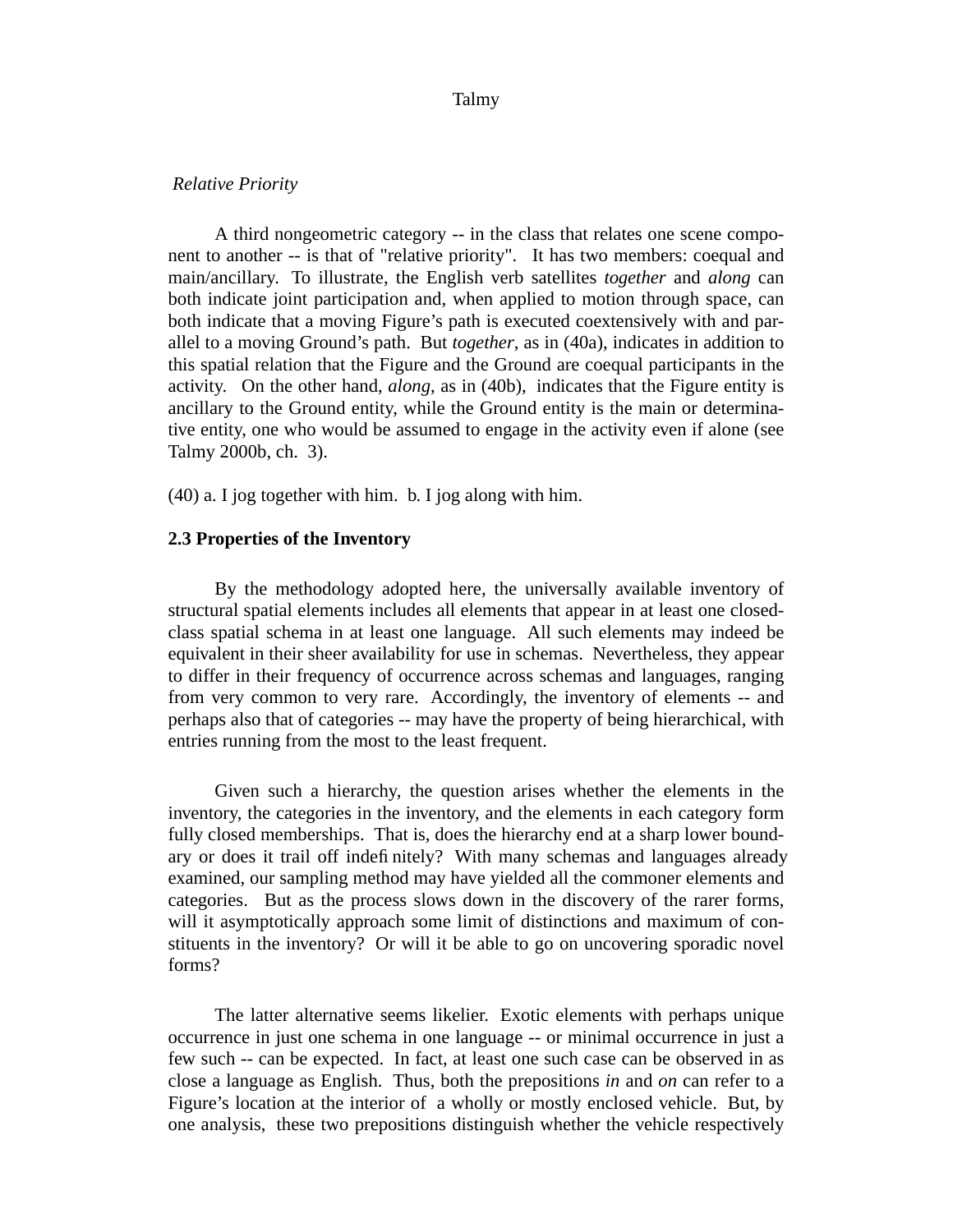*Relative Priority*

A third nongeometric category -- in the class that relates one scene component to another -- is that of "relative priority". It has two members: coequal and main/ancillary. To illustrate, the English verb satellites *together* and *along* can both indicate joint participation and, when applied to motion through space, can both indicate that a moving Figure's path is executed coextensively with and parallel to a moving Ground's path. But *together*, as in (40a), indicates in addition to this spatial relation that the Figure and the Ground are coequal participants in the activity. On the other hand, *along*, as in (40b), indicates that the Figure entity is ancillary to the Ground entity, while the Ground entity is the main or determinative entity, one who would be assumed to engage in the activity even if alone (see Talmy 2000b, ch. 3).

(40) a. I jog together with him. b. I jog along with him.

**2.3 Properties of the Inventory**

By the methodology adopted here, the universally available inventory of structural spatial elements includes all elements that appear in at least one closed-class spatial schema in at least one language. All such elements may indeed be equivalent in their sheer availability for use in schemas. Nevertheless, they appear to differ in their frequency of occurrence across schemas and languages, ranging from very common to very rare. Accordingly, the inventory of elements -- and perhaps also that of categories -- may have the property of being hierarchical, with entries running from the most to the least frequent.

Given such a hierarchy, the question arises whether the elements in the inventory, the categories in the inventory, and the elements in each category form fully closed memberships. That is, does the hierarchy end at a sharp lower boundary or does it trail off indefinitely? With many schemas and languages already examined, our sampling method may have yielded all the commoner elements and categories. But as the process slows down in the discovery of the rarer forms, will it asymptotically approach some limit of distinctions and maximum of constituents in the inventory? Or will it be able to go on uncovering sporadic novel forms?

The latter alternative seems likelier. Exotic elements with perhaps unique occurrence in just one schema in one language -- or minimal occurrence in just a few such -- can be expected. In fact, at least one such case can be observed in as close a language as English. Thus, both the prepositions *in* and *on* can refer to a Figure's location at the interior of a wholly or mostly enclosed vehicle. But, by one analysis, these two prepositions distinguish whether the vehicle respectively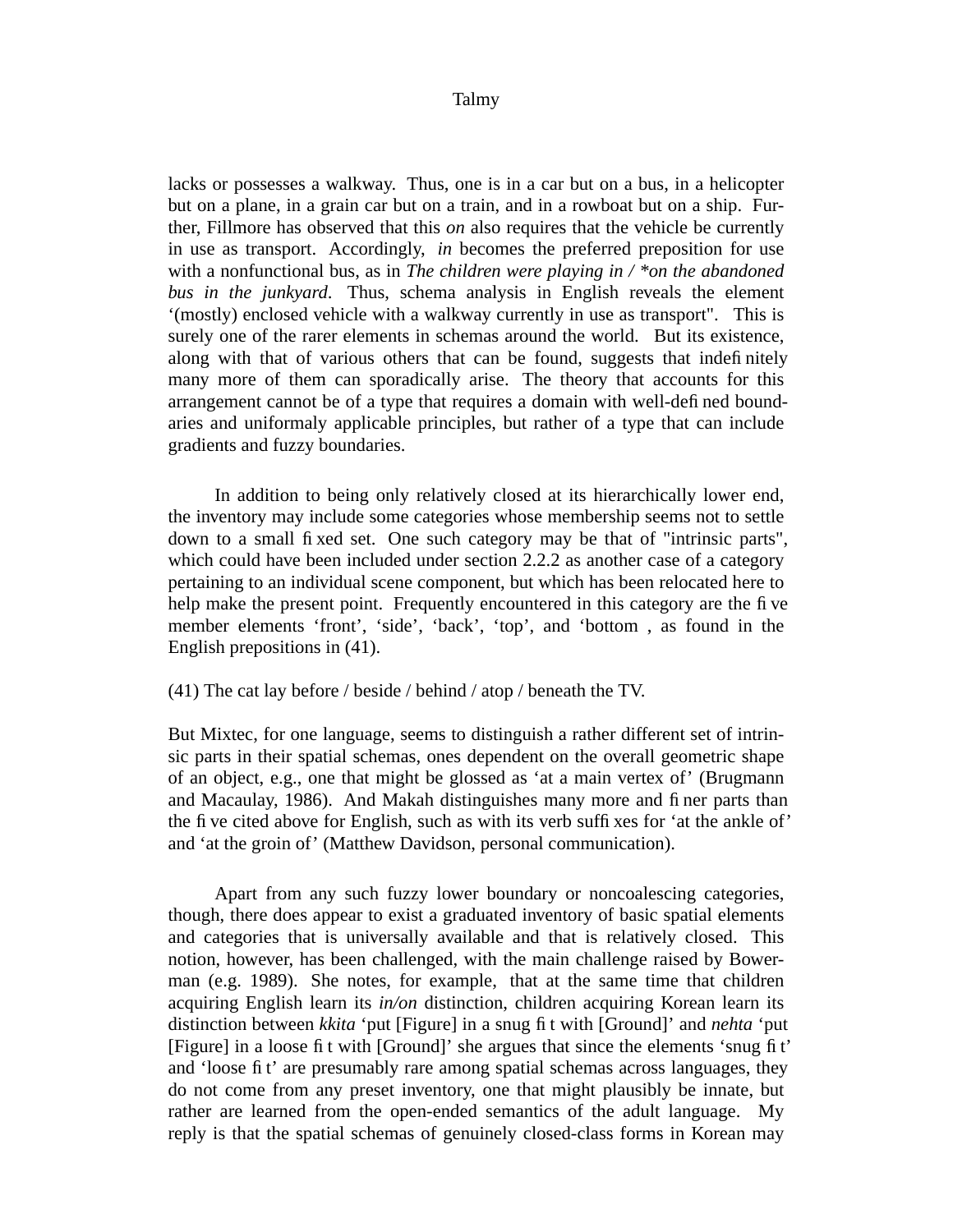lacks or possesses a walkway. Thus, one is in a car but on a bus, in a helicopter but on a plane, in a grain car but on a train, and in a rowboat but on a ship. Further, Fillmore has observed that this *on* also requires that the vehicle be currently in use as transport. Accordingly, *in* becomes the preferred preposition for use with a nonfunctional bus, as in *The children were playing in / *on the abandoned bus in the junkyard*. Thus, schema analysis in English reveals the element '(mostly) enclosed vehicle with a walkway currently in use as transport". This is surely one of the rarer elements in schemas around the world. But its existence, along with that of various others that can be found, suggests that indefinitely many more of them can sporadically arise. The theory that accounts for this arrangement cannot be of a type that requires a domain with well-defined boundaries and uniformaly applicable principles, but rather of a type that can include gradients and fuzzy boundaries.

In addition to being only relatively closed at its hierarchically lower end, the inventory may include some categories whose membership seems not to settle down to a small fixed set. One such category may be that of "intrinsic parts", which could have been included under section 2.2.2 as another case of a category pertaining to an individual scene component, but which has been relocated here to help make the present point. Frequently encountered in this category are the five member elements 'front', 'side', 'back', 'top', and 'bottom , as found in the English prepositions in (41).

(41) The cat lay before / beside / behind / atop / beneath the TV.

But Mixtec, for one language, seems to distinguish a rather different set of intrinsic parts in their spatial schemas, ones dependent on the overall geometric shape of an object, e.g., one that might be glossed as 'at a main vertex of' (Brugmann and Macaulay, 1986). And Makah distinguishes many more and finer parts than the five cited above for English, such as with its verb suffixes for 'at the ankle of' and 'at the groin of' (Matthew Davidson, personal communication).

Apart from any such fuzzy lower boundary or noncoalescing categories, though, there does appear to exist a graduated inventory of basic spatial elements and categories that is universally available and that is relatively closed. This notion, however, has been challenged, with the main challenge raised by Bowerman (e.g. 1989). She notes, for example, that at the same time that children acquiring English learn its *in/on* distinction, children acquiring Korean learn its distinction between *kkita* 'put [Figure] in a snug fit with [Ground]' and *nehta* 'put [Figure] in a loose fit with [Ground]' she argues that since the elements 'snug fit' and 'loose fit' are presumably rare among spatial schemas across languages, they do not come from any preset inventory, one that might plausibly be innate, but rather are learned from the open-ended semantics of the adult language. My reply is that the spatial schemas of genuinely closed-class forms in Korean may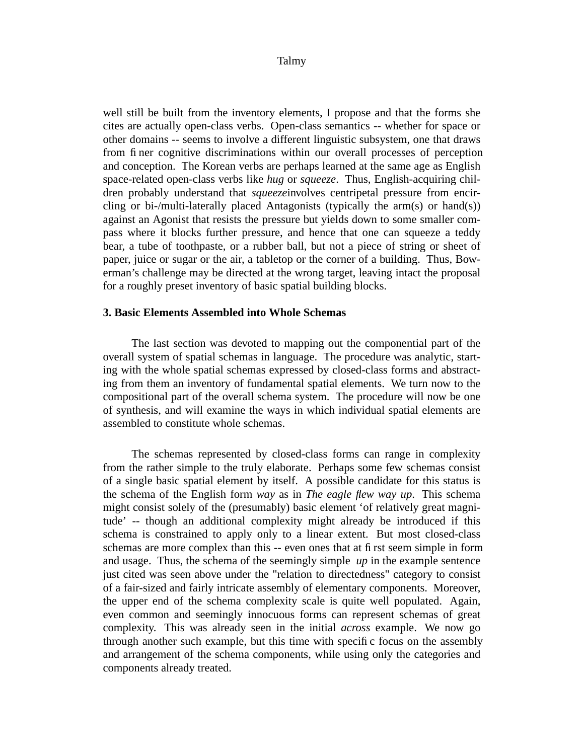well still be built from the inventory elements, I propose and that the forms she cites are actually open-class verbs. Open-class semantics -- whether for space or other domains -- seems to involve a different linguistic subsystem, one that draws from finer cognitive discriminations within our overall processes of perception and conception. The Korean verbs are perhaps learned at the same age as English space-related open-class verbs like *hug* or *squeeze*. Thus, English-acquiring children probably understand that *squeeze*involves centripetal pressure from encircling or bi-/multi-laterally placed Antagonists (typically the arm(s) or hand(s)) against an Agonist that resists the pressure but yields down to some smaller compass where it blocks further pressure, and hence that one can squeeze a teddy bear, a tube of toothpaste, or a rubber ball, but not a piece of string or sheet of paper, juice or sugar or the air, a tabletop or the corner of a building. Thus, Bowerman's challenge may be directed at the wrong target, leaving intact the proposal for a roughly preset inventory of basic spatial building blocks.

## 3. Basic Elements Assembled into Whole Schemas

The last section was devoted to mapping out the componential part of the overall system of spatial schemas in language. The procedure was analytic, starting with the whole spatial schemas expressed by closed-class forms and abstracting from them an inventory of fundamental spatial elements. We turn now to the compositional part of the overall schema system. The procedure will now be one of synthesis, and will examine the ways in which individual spatial elements are assembled to constitute whole schemas.

The schemas represented by closed-class forms can range in complexity from the rather simple to the truly elaborate. Perhaps some few schemas consist of a single basic spatial element by itself. A possible candidate for this status is the schema of the English form *way* as in *The eagle flew way up*. This schema might consist solely of the (presumably) basic element 'of relatively great magnitude' -- though an additional complexity might already be introduced if this schema is constrained to apply only to a linear extent. But most closed-class schemas are more complex than this -- even ones that at first seem simple in form and usage. Thus, the schema of the seemingly simple *up* in the example sentence just cited was seen above under the "relation to directedness" category to consist of a fair-sized and fairly intricate assembly of elementary components. Moreover, the upper end of the schema complexity scale is quite well populated. Again, even common and seemingly innocuous forms can represent schemas of great complexity. This was already seen in the initial *across* example. We now go through another such example, but this time with specific focus on the assembly and arrangement of the schema components, while using only the categories and components already treated.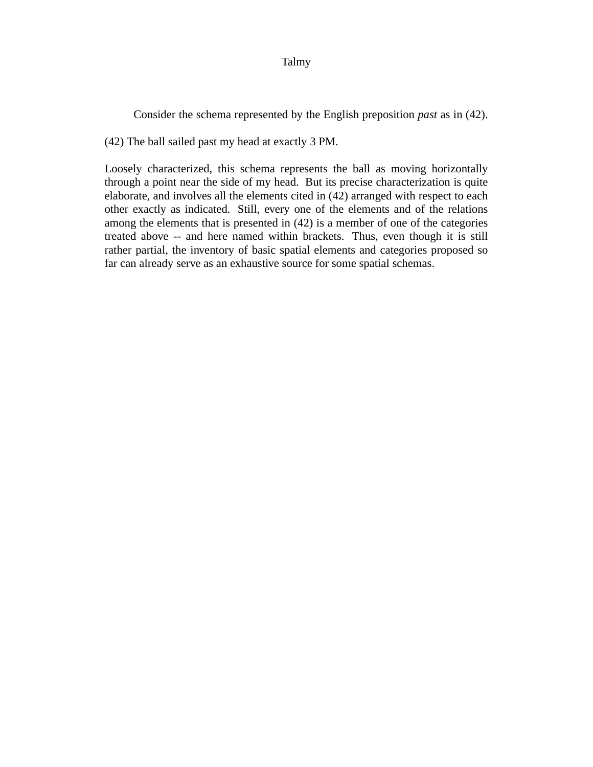Consider the schema represented by the English preposition *past* as in (42).

(42) The ball sailed past my head at exactly 3 PM.

Loosely characterized, this schema represents the ball as moving horizontally through a point near the side of my head. But its precise characterization is quite elaborate, and involves all the elements cited in (42) arranged with respect to each other exactly as indicated. Still, every one of the elements and of the relations among the elements that is presented in (42) is a member of one of the categories treated above -- and here named within brackets. Thus, even though it is still rather partial, the inventory of basic spatial elements and categories proposed so far can already serve as an exhaustive source for some spatial schemas.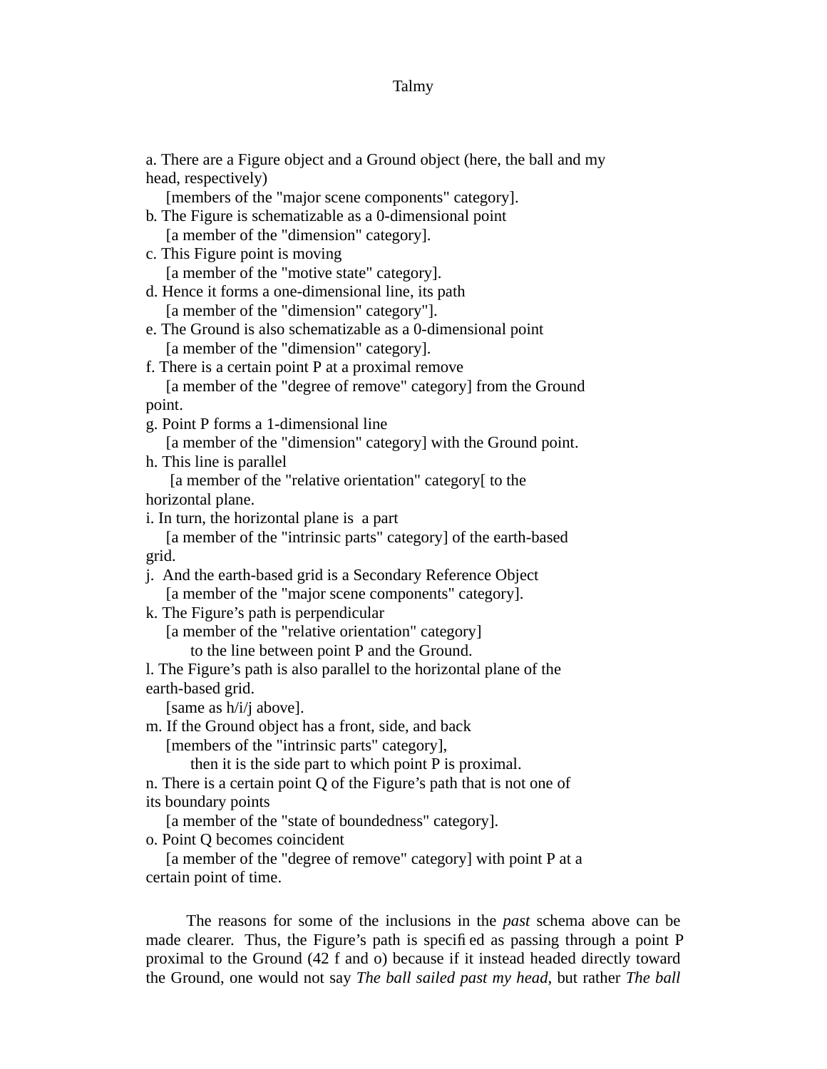a. There are a Figure object and a Ground object (here, the ball and my head, respectively)
    [members of the "major scene components" category].
b. The Figure is schematizable as a 0-dimensional point
    [a member of the "dimension" category].
c. This Figure point is moving
    [a member of the "motive state" category].
d. Hence it forms a one-dimensional line, its path
    [a member of the "dimension" category"].
e. The Ground is also schematizable as a 0-dimensional point
    [a member of the "dimension" category].
f. There is a certain point P at a proximal remove
    [a member of the "degree of remove" category] from the Ground point.
g. Point P forms a 1-dimensional line
    [a member of the "dimension" category] with the Ground point.
h. This line is parallel
    [a member of the "relative orientation" category[ to the horizontal plane.
i. In turn, the horizontal plane is a part
    [a member of the "intrinsic parts" category] of the earth-based grid.
j. And the earth-based grid is a Secondary Reference Object
    [a member of the "major scene components" category].
k. The Figure's path is perpendicular
    [a member of the "relative orientation" category]
        to the line between point P and the Ground.
l. The Figure's path is also parallel to the horizontal plane of the earth-based grid.
    [same as h/i/j above].
m. If the Ground object has a front, side, and back
    [members of the "intrinsic parts" category],
        then it is the side part to which point P is proximal.
n. There is a certain point Q of the Figure's path that is not one of its boundary points
    [a member of the "state of boundedness" category].
o. Point Q becomes coincident
    [a member of the "degree of remove" category] with point P at a certain point of time.

The reasons for some of the inclusions in the *past* schema above can be made clearer. Thus, the Figure's path is specified as passing through a point P proximal to the Ground (42 f and o) because if it instead headed directly toward the Ground, one would not say *The ball sailed past my head*, but rather *The ball*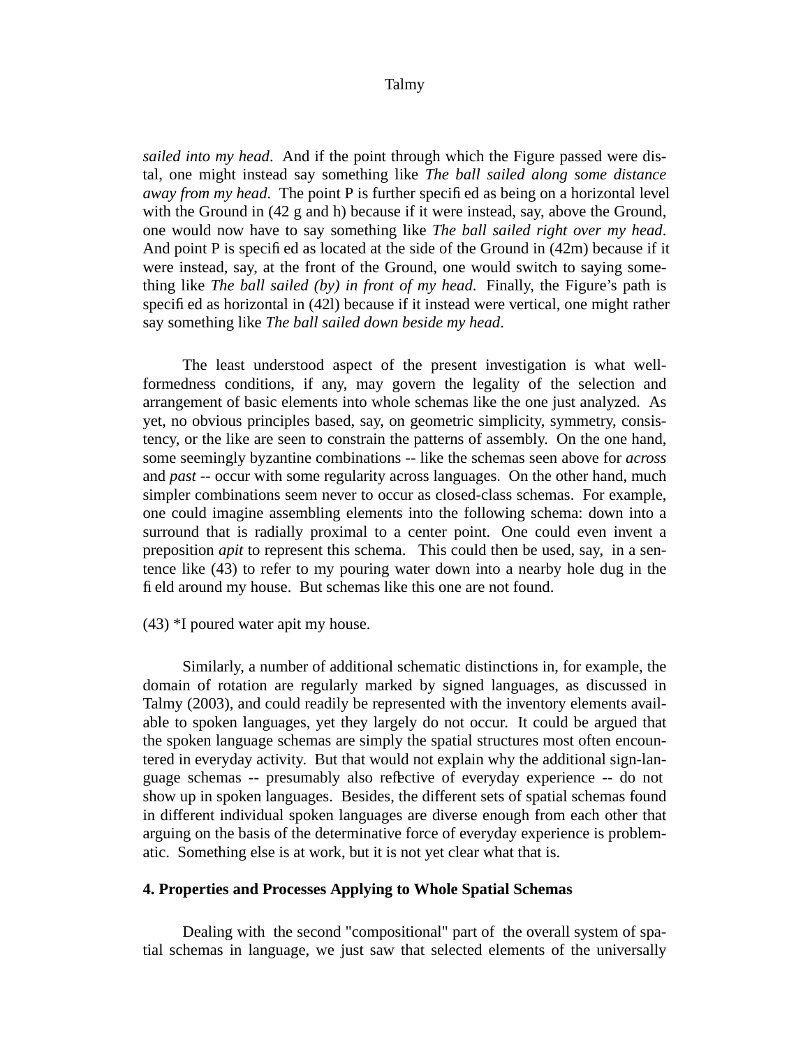*sailed into my head*. And if the point through which the Figure passed were distal, one might instead say something like *The ball sailed along some distance away from my head*. The point P is further specified as being on a horizontal level with the Ground in (42 g and h) because if it were instead, say, above the Ground, one would now have to say something like *The ball sailed right over my head*. And point P is specified as located at the side of the Ground in (42m) because if it were instead, say, at the front of the Ground, one would switch to saying something like *The ball sailed (by) in front of my head*. Finally, the Figure's path is specified as horizontal in (42l) because if it instead were vertical, one might rather say something like *The ball sailed down beside my head*.

The least understood aspect of the present investigation is what well-formedness conditions, if any, may govern the legality of the selection and arrangement of basic elements into whole schemas like the one just analyzed. As yet, no obvious principles based, say, on geometric simplicity, symmetry, consistency, or the like are seen to constrain the patterns of assembly. On the one hand, some seemingly byzantine combinations -- like the schemas seen above for *across* and *past* -- occur with some regularity across languages. On the other hand, much simpler combinations seem never to occur as closed-class schemas. For example, one could imagine assembling elements into the following schema: down into a surround that is radially proximal to a center point. One could even invent a preposition *apit* to represent this schema. This could then be used, say, in a sentence like (43) to refer to my pouring water down into a nearby hole dug in the field around my house. But schemas like this one are not found.

(43) *I poured water apit my house.

Similarly, a number of additional schematic distinctions in, for example, the domain of rotation are regularly marked by signed languages, as discussed in Talmy (2003), and could readily be represented with the inventory elements available to spoken languages, yet they largely do not occur. It could be argued that the spoken language schemas are simply the spatial structures most often encountered in everyday activity. But that would not explain why the additional sign-language schemas -- presumably also reflective of everyday experience -- do not show up in spoken languages. Besides, the different sets of spatial schemas found in different individual spoken languages are diverse enough from each other that arguing on the basis of the determinative force of everyday experience is problematic. Something else is at work, but it is not yet clear what that is.

## 4. Properties and Processes Applying to Whole Spatial Schemas

Dealing with the second "compositional" part of the overall system of spatial schemas in language, we just saw that selected elements of the universally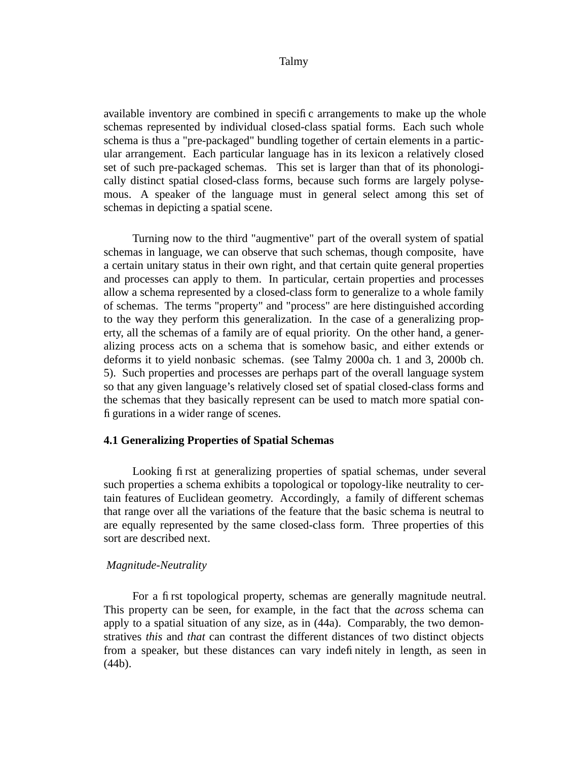available inventory are combined in specific arrangements to make up the whole schemas represented by individual closed-class spatial forms. Each such whole schema is thus a "pre-packaged" bundling together of certain elements in a particular arrangement. Each particular language has in its lexicon a relatively closed set of such pre-packaged schemas. This set is larger than that of its phonologically distinct spatial closed-class forms, because such forms are largely polysemous. A speaker of the language must in general select among this set of schemas in depicting a spatial scene.

Turning now to the third "augmentive" part of the overall system of spatial schemas in language, we can observe that such schemas, though composite, have a certain unitary status in their own right, and that certain quite general properties and processes can apply to them. In particular, certain properties and processes allow a schema represented by a closed-class form to generalize to a whole family of schemas. The terms "property" and "process" are here distinguished according to the way they perform this generalization. In the case of a generalizing property, all the schemas of a family are of equal priority. On the other hand, a generalizing process acts on a schema that is somehow basic, and either extends or deforms it to yield nonbasic schemas. (see Talmy 2000a ch. 1 and 3, 2000b ch. 5). Such properties and processes are perhaps part of the overall language system so that any given language's relatively closed set of spatial closed-class forms and the schemas that they basically represent can be used to match more spatial configurations in a wider range of scenes.

### 4.1 Generalizing Properties of Spatial Schemas

Looking first at generalizing properties of spatial schemas, under several such properties a schema exhibits a topological or topology-like neutrality to certain features of Euclidean geometry. Accordingly, a family of different schemas that range over all the variations of the feature that the basic schema is neutral to are equally represented by the same closed-class form. Three properties of this sort are described next.

*Magnitude-Neutrality*

For a first topological property, schemas are generally magnitude neutral. This property can be seen, for example, in the fact that the *across* schema can apply to a spatial situation of any size, as in (44a). Comparably, the two demonstratives *this* and *that* can contrast the different distances of two distinct objects from a speaker, but these distances can vary indefinitely in length, as seen in (44b).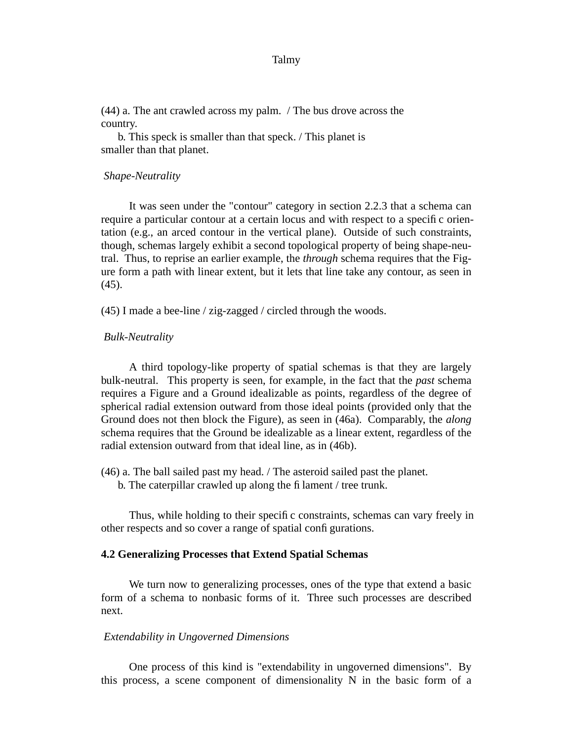(44) a. The ant crawled across my palm. / The bus drove across the country.
b. This speck is smaller than that speck. / This planet is smaller than that planet.

*Shape-Neutrality*

It was seen under the "contour" category in section 2.2.3 that a schema can require a particular contour at a certain locus and with respect to a specific orientation (e.g., an arced contour in the vertical plane). Outside of such constraints, though, schemas largely exhibit a second topological property of being shape-neutral. Thus, to reprise an earlier example, the *through* schema requires that the Figure form a path with linear extent, but it lets that line take any contour, as seen in (45).

(45) I made a bee-line / zig-zagged / circled through the woods.

*Bulk-Neutrality*

A third topology-like property of spatial schemas is that they are largely bulk-neutral. This property is seen, for example, in the fact that the *past* schema requires a Figure and a Ground idealizable as points, regardless of the degree of spherical radial extension outward from those ideal points (provided only that the Ground does not then block the Figure), as seen in (46a). Comparably, the *along* schema requires that the Ground be idealizable as a linear extent, regardless of the radial extension outward from that ideal line, as in (46b).

(46) a. The ball sailed past my head. / The asteroid sailed past the planet.
b. The caterpillar crawled up along the filament / tree trunk.

Thus, while holding to their specific constraints, schemas can vary freely in other respects and so cover a range of spatial configurations.

### 4.2 Generalizing Processes that Extend Spatial Schemas

We turn now to generalizing processes, ones of the type that extend a basic form of a schema to nonbasic forms of it. Three such processes are described next.

*Extendability in Ungoverned Dimensions*

One process of this kind is "extendability in ungoverned dimensions". By this process, a scene component of dimensionality N in the basic form of a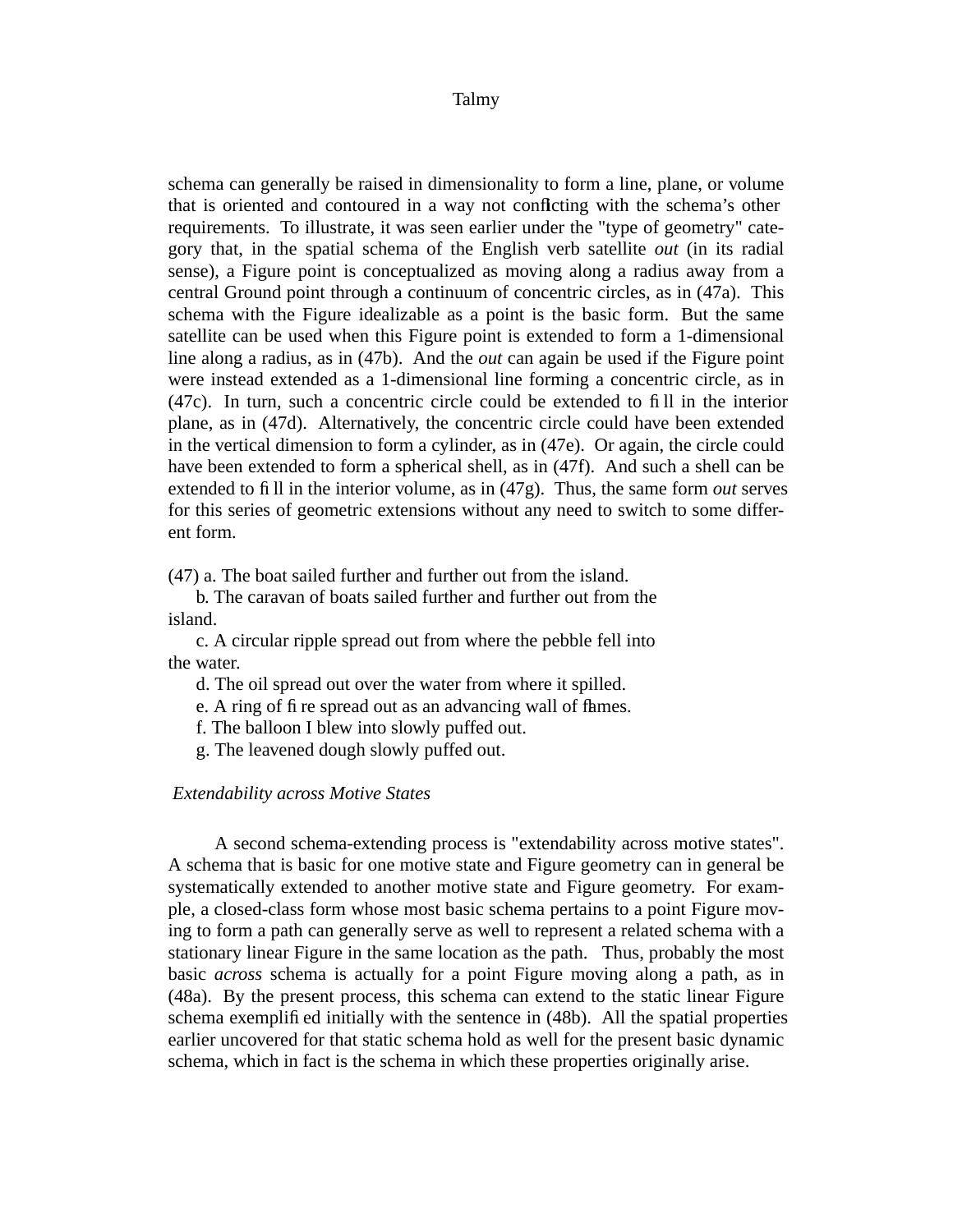schema can generally be raised in dimensionality to form a line, plane, or volume that is oriented and contoured in a way not conflicting with the schema's other requirements. To illustrate, it was seen earlier under the "type of geometry" category that, in the spatial schema of the English verb satellite *out* (in its radial sense), a Figure point is conceptualized as moving along a radius away from a central Ground point through a continuum of concentric circles, as in (47a). This schema with the Figure idealizable as a point is the basic form. But the same satellite can be used when this Figure point is extended to form a 1-dimensional line along a radius, as in (47b). And the *out* can again be used if the Figure point were instead extended as a 1-dimensional line forming a concentric circle, as in (47c). In turn, such a concentric circle could be extended to fill in the interior plane, as in (47d). Alternatively, the concentric circle could have been extended in the vertical dimension to form a cylinder, as in (47e). Or again, the circle could have been extended to form a spherical shell, as in (47f). And such a shell can be extended to fill in the interior volume, as in (47g). Thus, the same form *out* serves for this series of geometric extensions without any need to switch to some different form.

(47) a. The boat sailed further and further out from the island.
 b. The caravan of boats sailed further and further out from the island.
 c. A circular ripple spread out from where the pebble fell into the water.
 d. The oil spread out over the water from where it spilled.
 e. A ring of fire spread out as an advancing wall of flames.
 f. The balloon I blew into slowly puffed out.
 g. The leavened dough slowly puffed out.

*Extendability across Motive States*

A second schema-extending process is "extendability across motive states". A schema that is basic for one motive state and Figure geometry can in general be systematically extended to another motive state and Figure geometry. For example, a closed-class form whose most basic schema pertains to a point Figure moving to form a path can generally serve as well to represent a related schema with a stationary linear Figure in the same location as the path. Thus, probably the most basic *across* schema is actually for a point Figure moving along a path, as in (48a). By the present process, this schema can extend to the static linear Figure schema exemplified initially with the sentence in (48b). All the spatial properties earlier uncovered for that static schema hold as well for the present basic dynamic schema, which in fact is the schema in which these properties originally arise.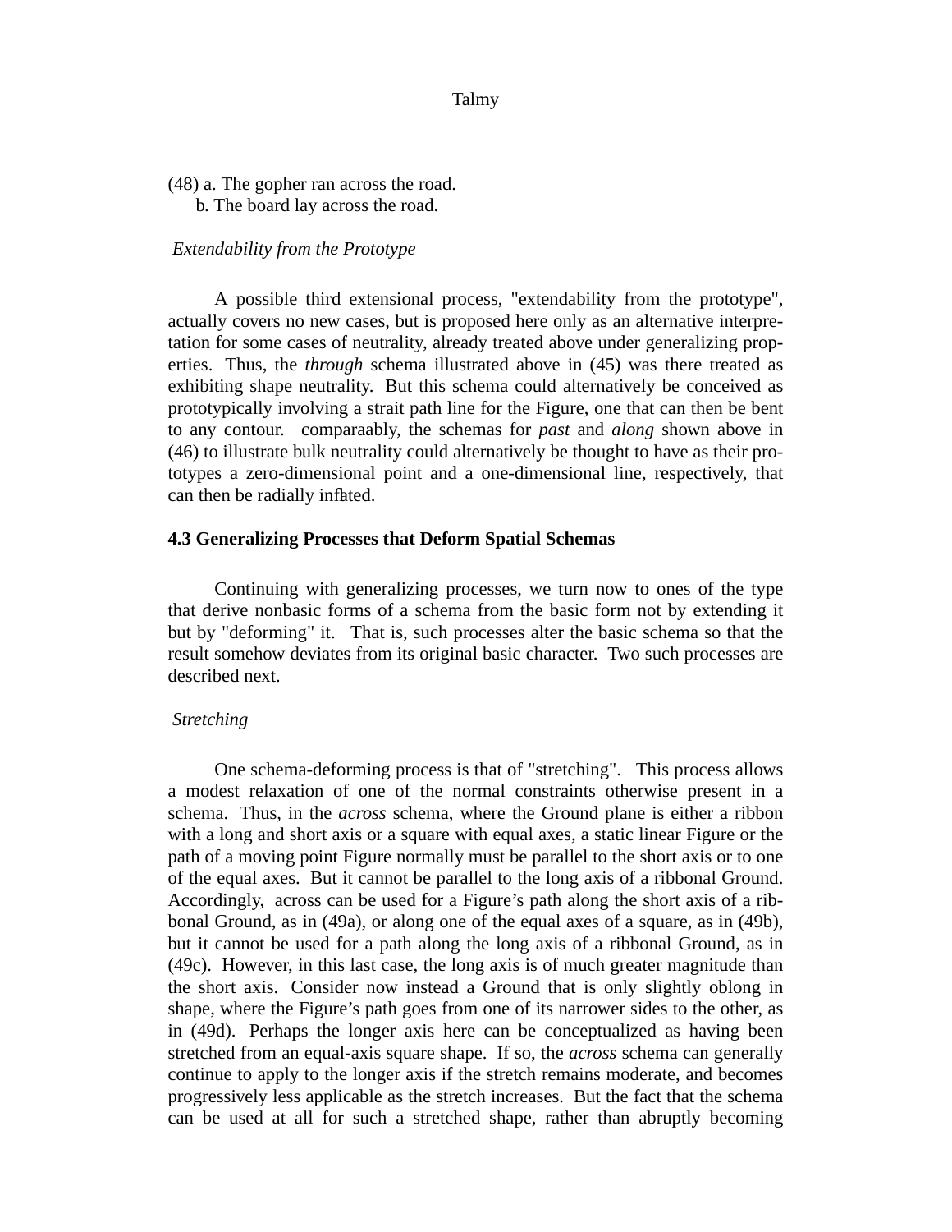(48) a. The gopher ran across the road.
 b. The board lay across the road.

*Extendability from the Prototype*

A possible third extensional process, "extendability from the prototype", actually covers no new cases, but is proposed here only as an alternative interpretation for some cases of neutrality, already treated above under generalizing properties. Thus, the *through* schema illustrated above in (45) was there treated as exhibiting shape neutrality. But this schema could alternatively be conceived as prototypically involving a strait path line for the Figure, one that can then be bent to any contour. comparaably, the schemas for *past* and *along* shown above in (46) to illustrate bulk neutrality could alternatively be thought to have as their prototypes a zero-dimensional point and a one-dimensional line, respectively, that can then be radially inflated.

**4.3 Generalizing Processes that Deform Spatial Schemas**

Continuing with generalizing processes, we turn now to ones of the type that derive nonbasic forms of a schema from the basic form not by extending it but by "deforming" it. That is, such processes alter the basic schema so that the result somehow deviates from its original basic character. Two such processes are described next.

*Stretching*

One schema-deforming process is that of "stretching". This process allows a modest relaxation of one of the normal constraints otherwise present in a schema. Thus, in the *across* schema, where the Ground plane is either a ribbon with a long and short axis or a square with equal axes, a static linear Figure or the path of a moving point Figure normally must be parallel to the short axis or to one of the equal axes. But it cannot be parallel to the long axis of a ribbonal Ground. Accordingly, across can be used for a Figure's path along the short axis of a ribbonal Ground, as in (49a), or along one of the equal axes of a square, as in (49b), but it cannot be used for a path along the long axis of a ribbonal Ground, as in (49c). However, in this last case, the long axis is of much greater magnitude than the short axis. Consider now instead a Ground that is only slightly oblong in shape, where the Figure's path goes from one of its narrower sides to the other, as in (49d). Perhaps the longer axis here can be conceptualized as having been stretched from an equal-axis square shape. If so, the *across* schema can generally continue to apply to the longer axis if the stretch remains moderate, and becomes progressively less applicable as the stretch increases. But the fact that the schema can be used at all for such a stretched shape, rather than abruptly becoming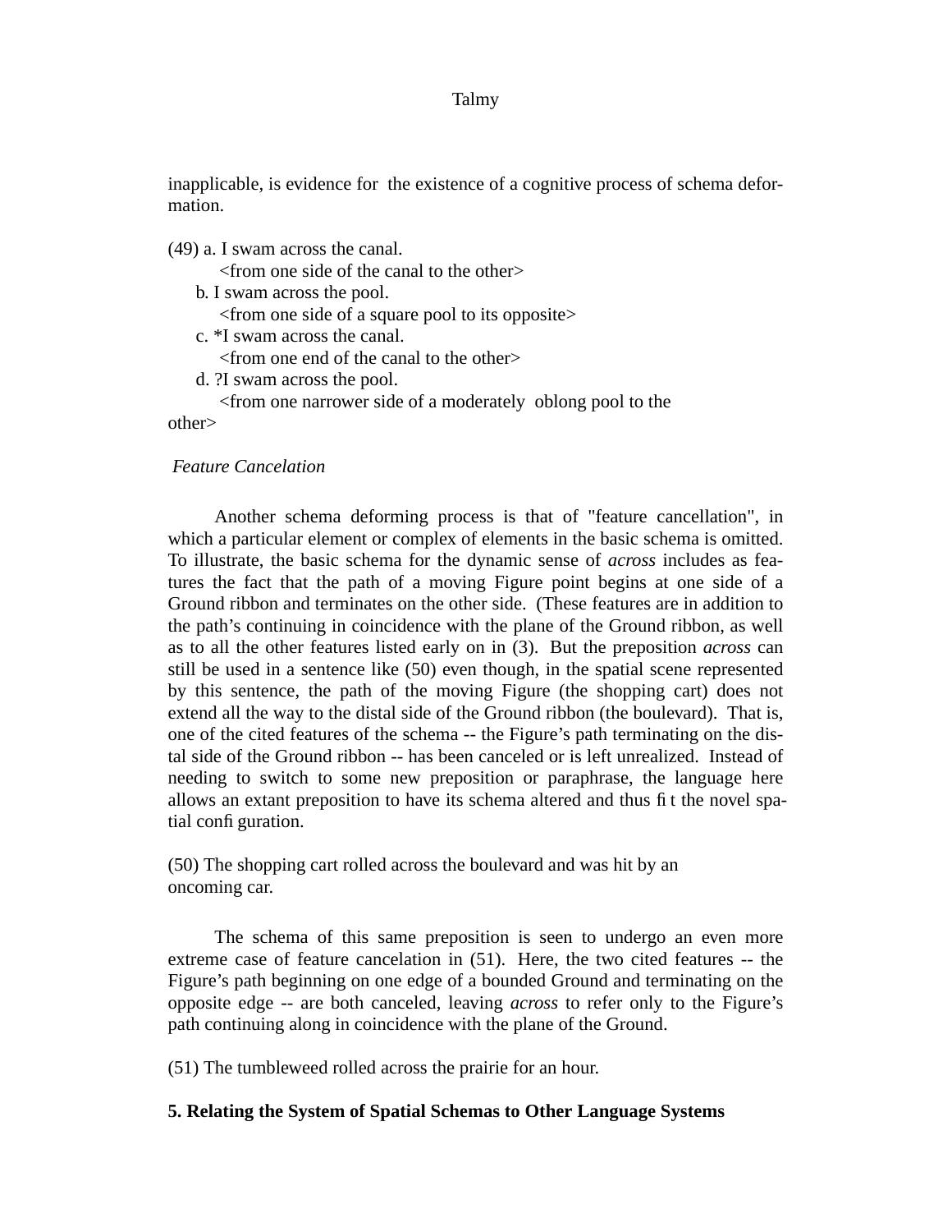inapplicable, is evidence for the existence of a cognitive process of schema deformation.

(49) a. I swam across the canal.
<from one side of the canal to the other>
b. I swam across the pool.
<from one side of a square pool to its opposite>
c. *I swam across the canal.
<from one end of the canal to the other>
d. ?I swam across the pool.
<from one narrower side of a moderately oblong pool to the other>

*Feature Cancelation*

Another schema deforming process is that of "feature cancellation", in which a particular element or complex of elements in the basic schema is omitted. To illustrate, the basic schema for the dynamic sense of *across* includes as features the fact that the path of a moving Figure point begins at one side of a Ground ribbon and terminates on the other side. (These features are in addition to the path's continuing in coincidence with the plane of the Ground ribbon, as well as to all the other features listed early on in (3). But the preposition *across* can still be used in a sentence like (50) even though, in the spatial scene represented by this sentence, the path of the moving Figure (the shopping cart) does not extend all the way to the distal side of the Ground ribbon (the boulevard). That is, one of the cited features of the schema -- the Figure's path terminating on the distal side of the Ground ribbon -- has been canceled or is left unrealized. Instead of needing to switch to some new preposition or paraphrase, the language here allows an extant preposition to have its schema altered and thus fit the novel spatial configuration.

(50) The shopping cart rolled across the boulevard and was hit by an oncoming car.

The schema of this same preposition is seen to undergo an even more extreme case of feature cancelation in (51). Here, the two cited features -- the Figure's path beginning on one edge of a bounded Ground and terminating on the opposite edge -- are both canceled, leaving *across* to refer only to the Figure's path continuing along in coincidence with the plane of the Ground.

(51) The tumbleweed rolled across the prairie for an hour.

## 5. Relating the System of Spatial Schemas to Other Language Systems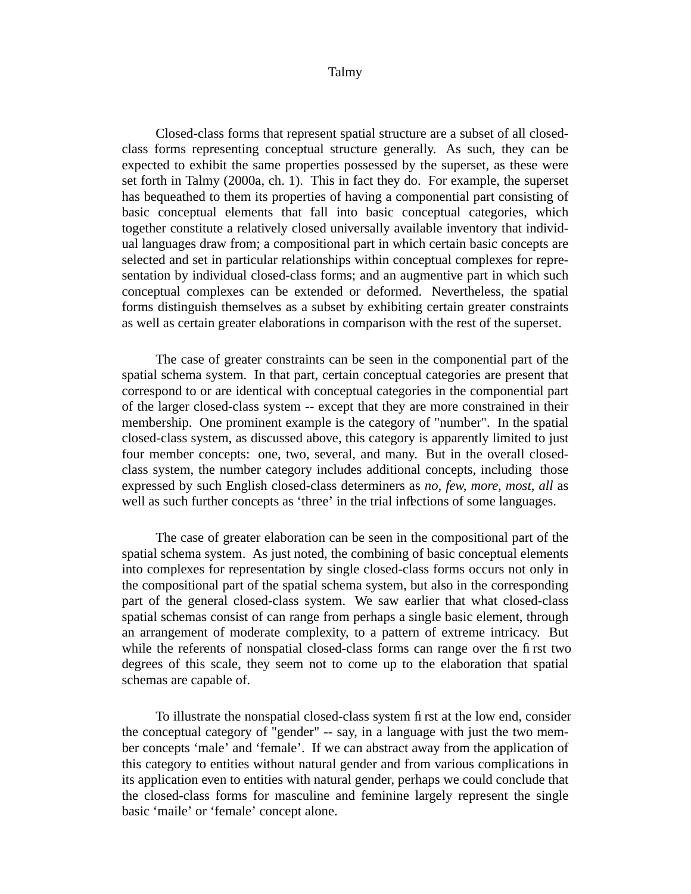Closed-class forms that represent spatial structure are a subset of all closed-class forms representing conceptual structure generally. As such, they can be expected to exhibit the same properties possessed by the superset, as these were set forth in Talmy (2000a, ch. 1). This in fact they do. For example, the superset has bequeathed to them its properties of having a componential part consisting of basic conceptual elements that fall into basic conceptual categories, which together constitute a relatively closed universally available inventory that individual languages draw from; a compositional part in which certain basic concepts are selected and set in particular relationships within conceptual complexes for representation by individual closed-class forms; and an augmentive part in which such conceptual complexes can be extended or deformed. Nevertheless, the spatial forms distinguish themselves as a subset by exhibiting certain greater constraints as well as certain greater elaborations in comparison with the rest of the superset.

The case of greater constraints can be seen in the componential part of the spatial schema system. In that part, certain conceptual categories are present that correspond to or are identical with conceptual categories in the componential part of the larger closed-class system -- except that they are more constrained in their membership. One prominent example is the category of "number". In the spatial closed-class system, as discussed above, this category is apparently limited to just four member concepts: one, two, several, and many. But in the overall closed-class system, the number category includes additional concepts, including those expressed by such English closed-class determiners as *no, few, more, most, all* as well as such further concepts as 'three' in the trial inflections of some languages.

The case of greater elaboration can be seen in the compositional part of the spatial schema system. As just noted, the combining of basic conceptual elements into complexes for representation by single closed-class forms occurs not only in the compositional part of the spatial schema system, but also in the corresponding part of the general closed-class system. We saw earlier that what closed-class spatial schemas consist of can range from perhaps a single basic element, through an arrangement of moderate complexity, to a pattern of extreme intricacy. But while the referents of nonspatial closed-class forms can range over the first two degrees of this scale, they seem not to come up to the elaboration that spatial schemas are capable of.

To illustrate the nonspatial closed-class system first at the low end, consider the conceptual category of "gender" -- say, in a language with just the two member concepts 'male' and 'female'. If we can abstract away from the application of this category to entities without natural gender and from various complications in its application even to entities with natural gender, perhaps we could conclude that the closed-class forms for masculine and feminine largely represent the single basic 'maile' or 'female' concept alone.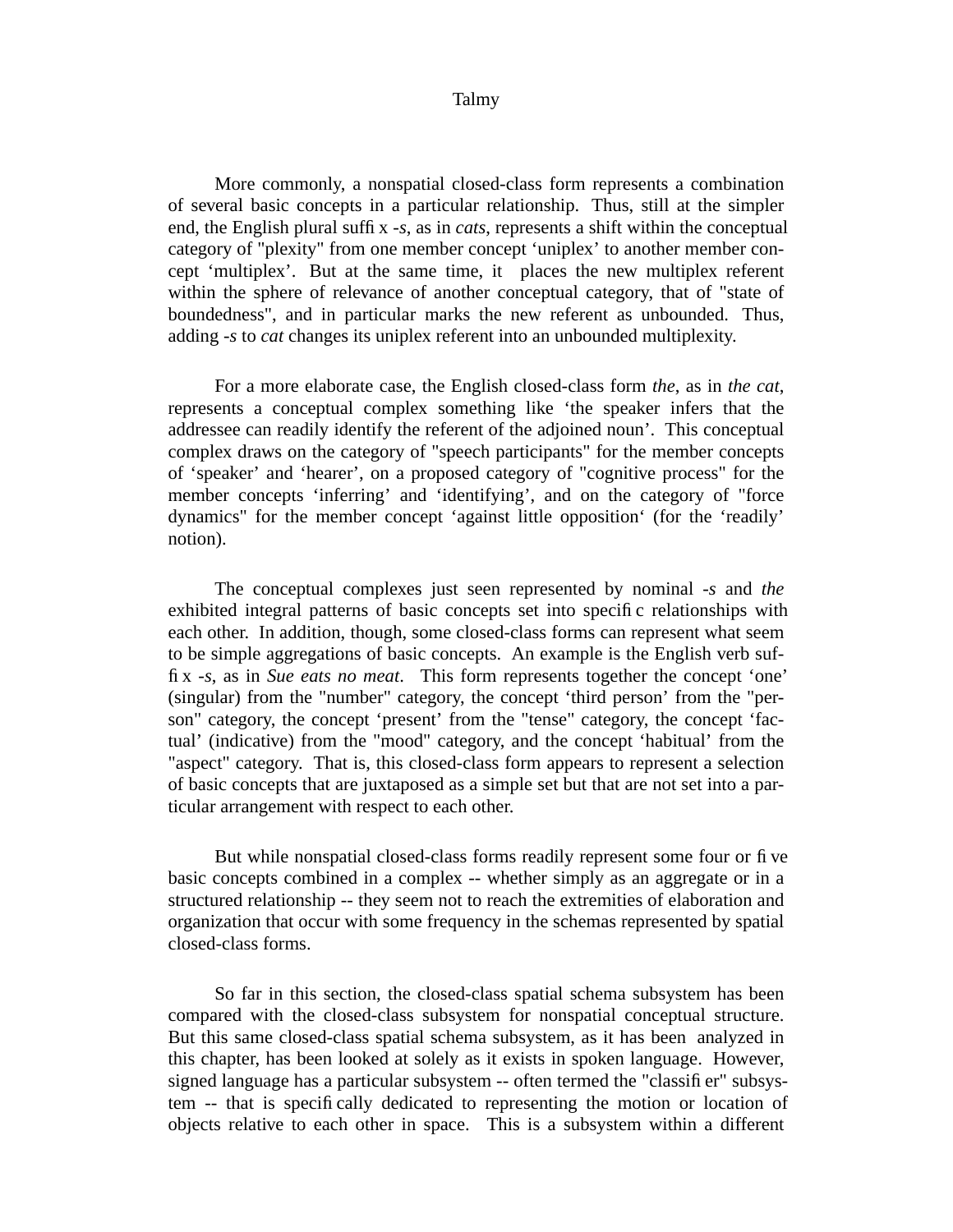More commonly, a nonspatial closed-class form represents a combination of several basic concepts in a particular relationship. Thus, still at the simpler end, the English plural suffix *-s*, as in *cats*, represents a shift within the conceptual category of "plexity" from one member concept ‘uniplex’ to another member concept ‘multiplex’. But at the same time, it places the new multiplex referent within the sphere of relevance of another conceptual category, that of "state of boundedness", and in particular marks the new referent as unbounded. Thus, adding *-s* to *cat* changes its uniplex referent into an unbounded multiplexity.

For a more elaborate case, the English closed-class form *the*, as in *the cat*, represents a conceptual complex something like ‘the speaker infers that the addressee can readily identify the referent of the adjoined noun’. This conceptual complex draws on the category of "speech participants" for the member concepts of ‘speaker’ and ‘hearer’, on a proposed category of "cognitive process" for the member concepts ‘inferring’ and ‘identifying’, and on the category of "force dynamics" for the member concept ‘against little opposition‘ (for the ‘readily’ notion).

The conceptual complexes just seen represented by nominal *-s* and *the* exhibited integral patterns of basic concepts set into specific relationships with each other. In addition, though, some closed-class forms can represent what seem to be simple aggregations of basic concepts. An example is the English verb suffix *-s*, as in *Sue eats no meat*. This form represents together the concept ‘one’ (singular) from the "number" category, the concept ‘third person’ from the "person" category, the concept ‘present’ from the "tense" category, the concept ‘factual’ (indicative) from the "mood" category, and the concept ‘habitual’ from the "aspect" category. That is, this closed-class form appears to represent a selection of basic concepts that are juxtaposed as a simple set but that are not set into a particular arrangement with respect to each other.

But while nonspatial closed-class forms readily represent some four or five basic concepts combined in a complex -- whether simply as an aggregate or in a structured relationship -- they seem not to reach the extremities of elaboration and organization that occur with some frequency in the schemas represented by spatial closed-class forms.

So far in this section, the closed-class spatial schema subsystem has been compared with the closed-class subsystem for nonspatial conceptual structure. But this same closed-class spatial schema subsystem, as it has been analyzed in this chapter, has been looked at solely as it exists in spoken language. However, signed language has a particular subsystem -- often termed the "classifier" subsystem -- that is specifically dedicated to representing the motion or location of objects relative to each other in space. This is a subsystem within a different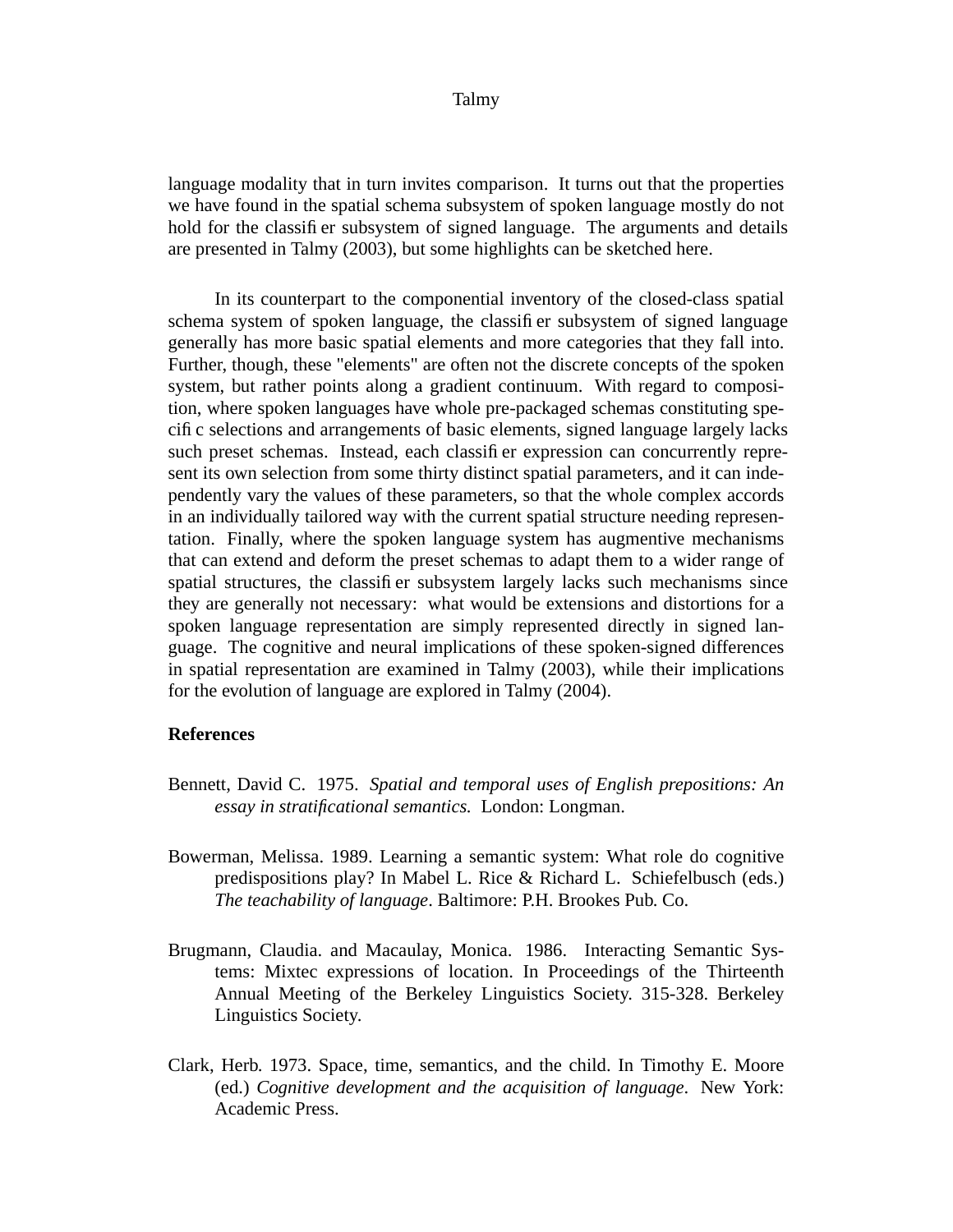language modality that in turn invites comparison. It turns out that the properties we have found in the spatial schema subsystem of spoken language mostly do not hold for the classifier subsystem of signed language. The arguments and details are presented in Talmy (2003), but some highlights can be sketched here.

In its counterpart to the componential inventory of the closed-class spatial schema system of spoken language, the classifier subsystem of signed language generally has more basic spatial elements and more categories that they fall into. Further, though, these "elements" are often not the discrete concepts of the spoken system, but rather points along a gradient continuum. With regard to composition, where spoken languages have whole pre-packaged schemas constituting specific selections and arrangements of basic elements, signed language largely lacks such preset schemas. Instead, each classifier expression can concurrently represent its own selection from some thirty distinct spatial parameters, and it can independently vary the values of these parameters, so that the whole complex accords in an individually tailored way with the current spatial structure needing representation. Finally, where the spoken language system has augmentive mechanisms that can extend and deform the preset schemas to adapt them to a wider range of spatial structures, the classifier subsystem largely lacks such mechanisms since they are generally not necessary: what would be extensions and distortions for a spoken language representation are simply represented directly in signed language. The cognitive and neural implications of these spoken-signed differences in spatial representation are examined in Talmy (2003), while their implications for the evolution of language are explored in Talmy (2004).

**References**

Bennett, David C. 1975. *Spatial and temporal uses of English prepositions: An essay in stratificational semantics.* London: Longman.

Bowerman, Melissa. 1989. Learning a semantic system: What role do cognitive predispositions play? In Mabel L. Rice & Richard L. Schiefelbusch (eds.) *The teachability of language*. Baltimore: P.H. Brookes Pub. Co.

Brugmann, Claudia. and Macaulay, Monica. 1986. Interacting Semantic Systems: Mixtec expressions of location. In Proceedings of the Thirteenth Annual Meeting of the Berkeley Linguistics Society. 315-328. Berkeley Linguistics Society.

Clark, Herb. 1973. Space, time, semantics, and the child. In Timothy E. Moore (ed.) *Cognitive development and the acquisition of language*. New York: Academic Press.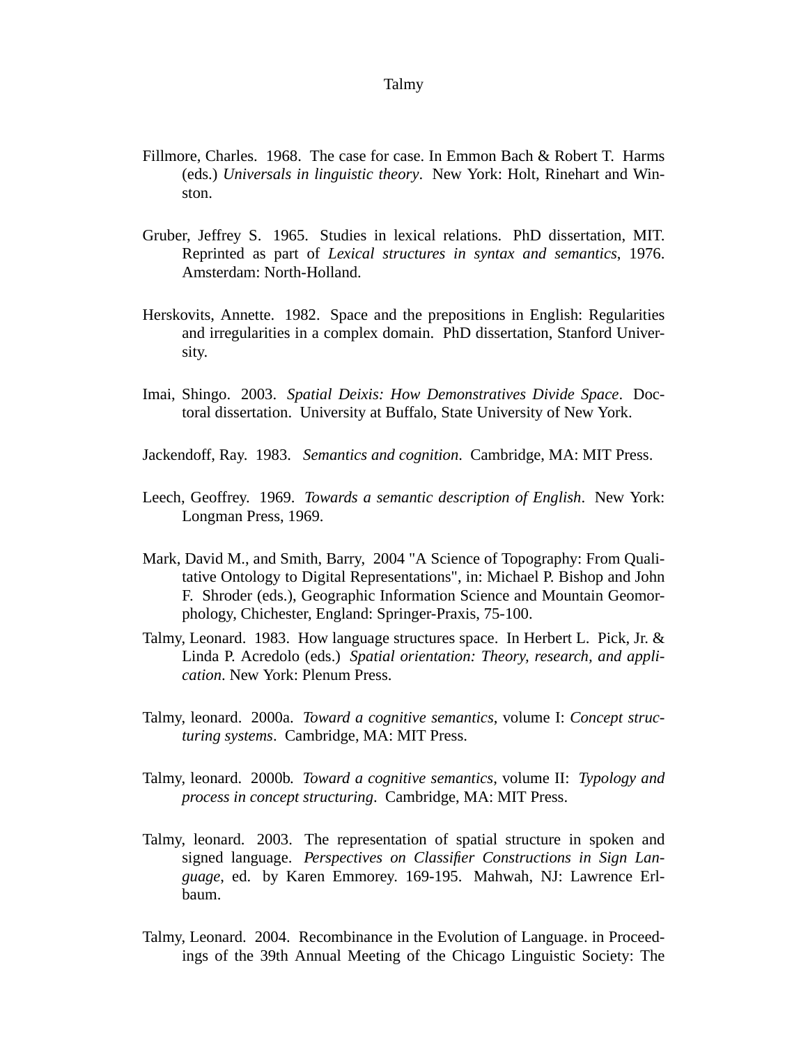Fillmore, Charles. 1968. The case for case. In Emmon Bach & Robert T. Harms (eds.) *Universals in linguistic theory*. New York: Holt, Rinehart and Winston.

Gruber, Jeffrey S. 1965. Studies in lexical relations. PhD dissertation, MIT. Reprinted as part of *Lexical structures in syntax and semantics*, 1976. Amsterdam: North-Holland.

Herskovits, Annette. 1982. Space and the prepositions in English: Regularities and irregularities in a complex domain. PhD dissertation, Stanford University.

Imai, Shingo. 2003. *Spatial Deixis: How Demonstratives Divide Space*. Doctoral dissertation. University at Buffalo, State University of New York.

Jackendoff, Ray. 1983. *Semantics and cognition*. Cambridge, MA: MIT Press.

Leech, Geoffrey. 1969. *Towards a semantic description of English*. New York: Longman Press, 1969.

Mark, David M., and Smith, Barry, 2004 "A Science of Topography: From Qualitative Ontology to Digital Representations", in: Michael P. Bishop and John F. Shroder (eds.), Geographic Information Science and Mountain Geomorphology, Chichester, England: Springer-Praxis, 75-100.

Talmy, Leonard. 1983. How language structures space. In Herbert L. Pick, Jr. & Linda P. Acredolo (eds.) *Spatial orientation: Theory, research, and application*. New York: Plenum Press.

Talmy, leonard. 2000a. *Toward a cognitive semantics*, volume I: *Concept structuring systems*. Cambridge, MA: MIT Press.

Talmy, leonard. 2000b. *Toward a cognitive semantics*, volume II: *Typology and process in concept structuring*. Cambridge, MA: MIT Press.

Talmy, leonard. 2003. The representation of spatial structure in spoken and signed language. *Perspectives on Classifier Constructions in Sign Language*, ed. by Karen Emmorey. 169-195. Mahwah, NJ: Lawrence Erlbaum.

Talmy, Leonard. 2004. Recombinance in the Evolution of Language. in Proceedings of the 39th Annual Meeting of the Chicago Linguistic Society: The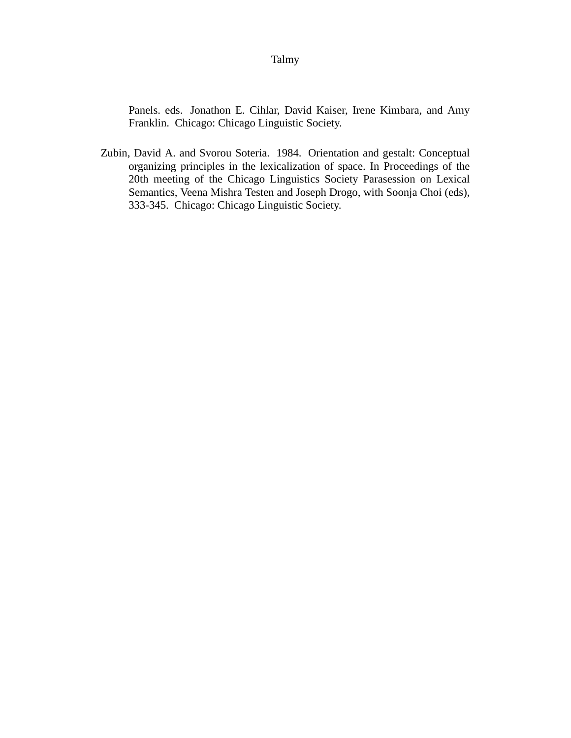Panels. eds. Jonathon E. Cihlar, David Kaiser, Irene Kimbara, and Amy Franklin. Chicago: Chicago Linguistic Society.

Zubin, David A. and Svorou Soteria. 1984. Orientation and gestalt: Conceptual organizing principles in the lexicalization of space. In Proceedings of the 20th meeting of the Chicago Linguistics Society Parasession on Lexical Semantics, Veena Mishra Testen and Joseph Drogo, with Soonja Choi (eds), 333-345. Chicago: Chicago Linguistic Society.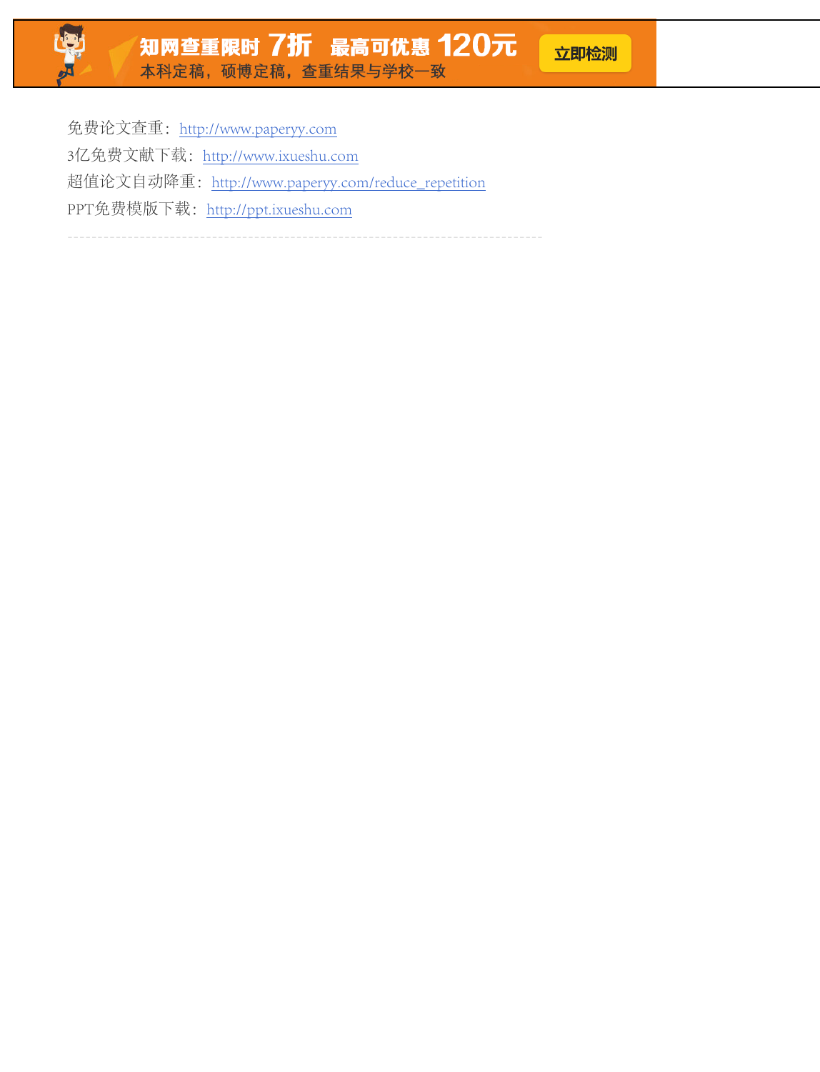知网查重限时 7折 最高可优惠 120元

本科定稿，硕博定稿，查重结果与学校一致

立即检测

免费论文查重：http://www.paperyy.com

3亿免费文献下载：http://www.ixueshu.com

超值论文自动降重：http://www.paperyy.com/reduce_repetition

PPT免费模版下载：http://ppt.ixueshu.com